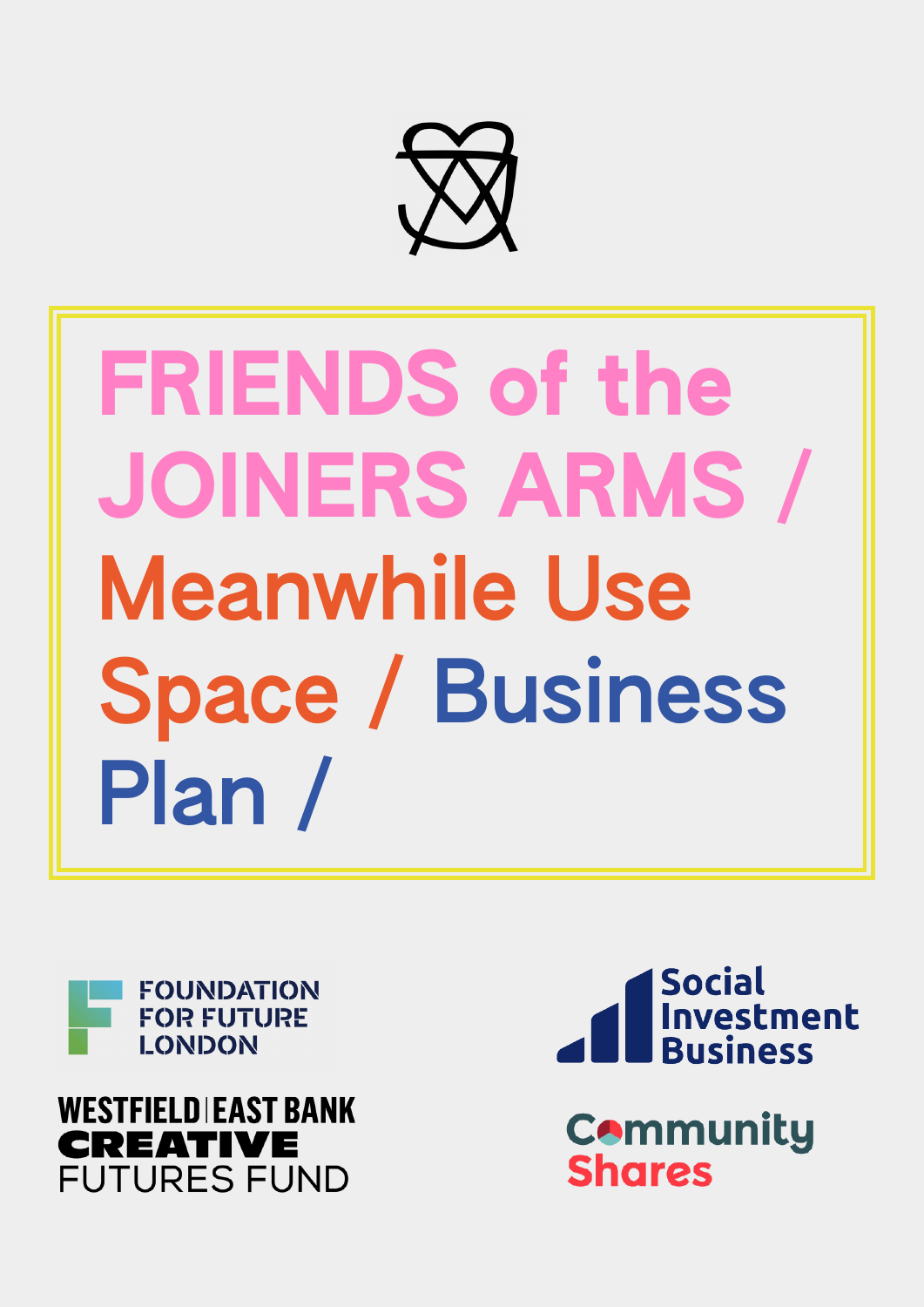# FRIENDS of the JOINERS ARMS / Meanwhile Use Space / Business Plan /

FOUNDATION FOR FUTURE LONDON

WESTFIELD | EAST BANK CREATIVE FUTURES FUND

Social Investment Business

Community Shares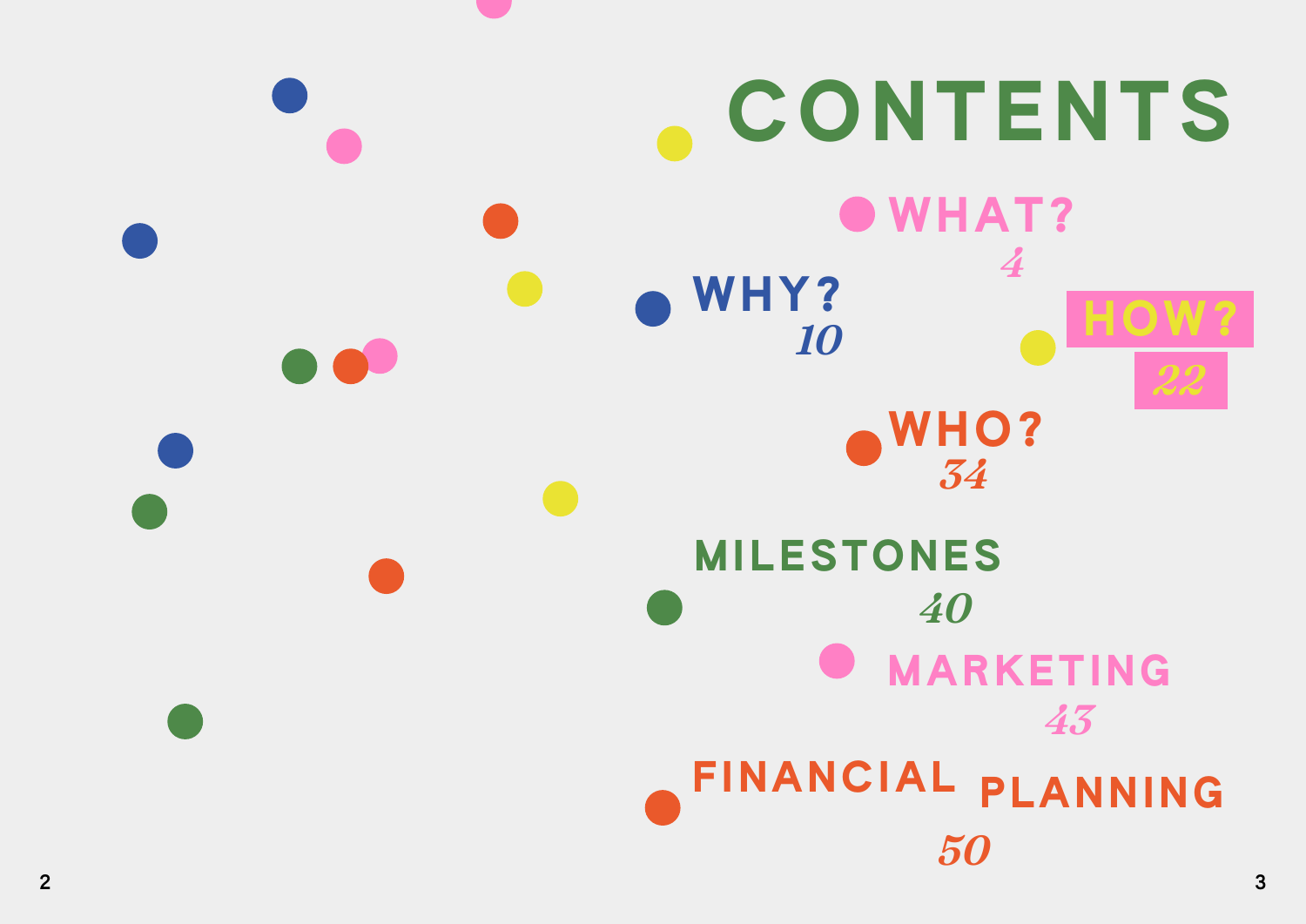# CONTENTS

- WHAT? *4*
- WHY? *10*
- HOW? *22*
- WHO? *34*
- MILESTONES *40*
- MARKETING *43*
- FINANCIAL PLANNING *50*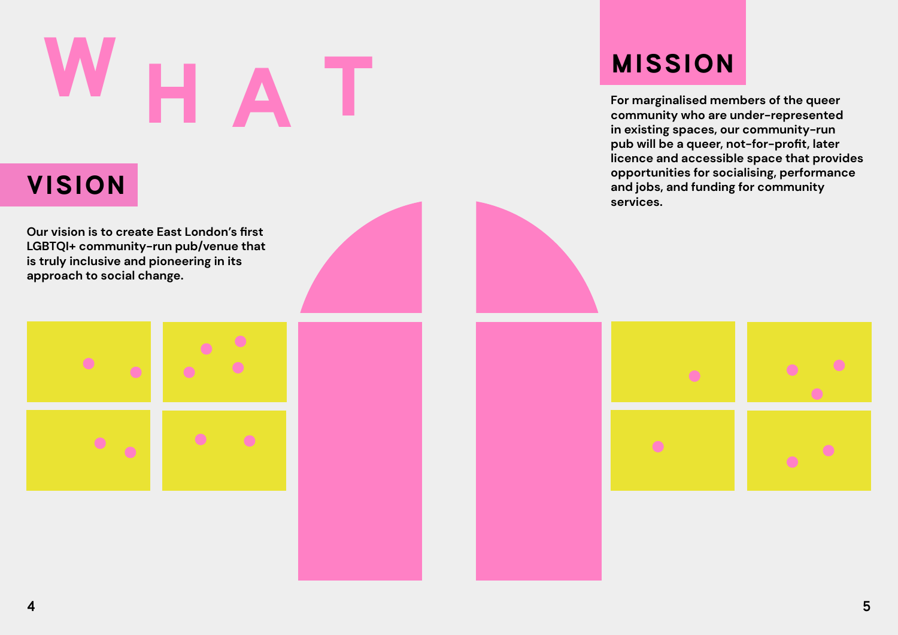# WHAT

## VISION

Our vision is to create East London's first LGBTQI+ community-run pub/venue that is truly inclusive and pioneering in its approach to social change.

## MISSION

For marginalised members of the queer community who are under-represented in existing spaces, our community-run pub will be a queer, not-for-profit, later licence and accessible space that provides opportunities for socialising, performance and jobs, and funding for community services.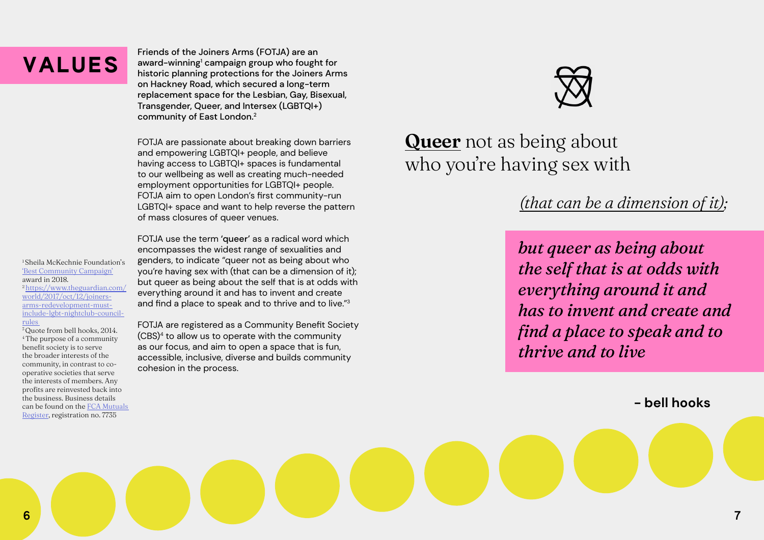# VALUES

Friends of the Joiners Arms (FOTJA) are an award-winning[1] campaign group who fought for historic planning protections for the Joiners Arms on Hackney Road, which secured a long-term replacement space for the Lesbian, Gay, Bisexual, Transgender, Queer, and Intersex (LGBTQI+) community of East London.[2]

FOTJA are passionate about breaking down barriers and empowering LGBTQI+ people, and believe having access to LGBTQI+ spaces is fundamental to our wellbeing as well as creating much-needed employment opportunities for LGBTQI+ people. FOTJA aim to open London's first community-run LGBTQI+ space and want to help reverse the pattern of mass closures of queer venues.

FOTJA use the term '**queer**' as a radical word which encompasses the widest range of sexualities and genders, to indicate "queer not as being about who you're having sex with (that can be a dimension of it); but queer as being about the self that is at odds with everything around it and has to invent and create and find a place to speak and to thrive and to live."[3]

FOTJA are registered as a Community Benefit Society (CBS)[4] to allow us to operate with the community as our focus, and aim to open a space that is fun, accessible, inclusive, diverse and builds community cohesion in the process.

[1] Sheila McKechnie Foundation's 'Best Community Campaign' award in 2018.
[2] https://www.theguardian.com/world/2017/oct/12/joiners-arms-redevelopment-must-include-lgbt-nightclub-council-rules
[3] Quote from bell hooks, 2014.
[4] The purpose of a community benefit society is to serve the broader interests of the community, in contrast to co-operative societies that serve the interests of members. Any profits are reinvested back into the business. Business details can be found on the FCA Mutuals Register, registration no. 7735

**Queer** not as being about who you're having sex with

*(that can be a dimension of it);*

***but queer as being about the self that is at odds with everything around it and has to invent and create and find a place to speak and to thrive and to live***

**- bell hooks**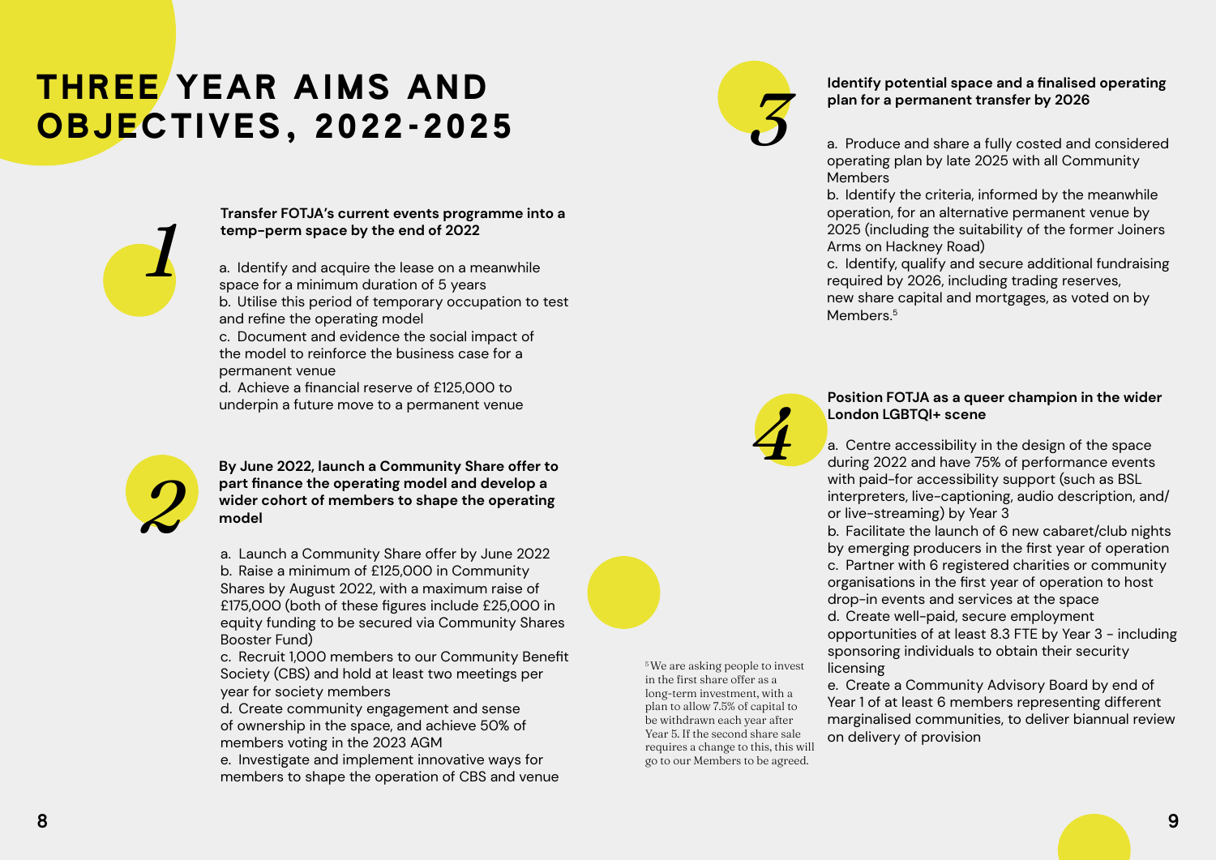# THREE YEAR AIMS AND OBJECTIVES, 2022-2025

## 1

**Transfer FOTJA's current events programme into a temp-perm space by the end of 2022**

a. Identify and acquire the lease on a meanwhile space for a minimum duration of 5 years
b. Utilise this period of temporary occupation to test and refine the operating model
c. Document and evidence the social impact of the model to reinforce the business case for a permanent venue
d. Achieve a financial reserve of £125,000 to underpin a future move to a permanent venue

## 2

**By June 2022, launch a Community Share offer to part finance the operating model and develop a wider cohort of members to shape the operating model**

a. Launch a Community Share offer by June 2022
b. Raise a minimum of £125,000 in Community Shares by August 2022, with a maximum raise of £175,000 (both of these figures include £25,000 in equity funding to be secured via Community Shares Booster Fund)
c. Recruit 1,000 members to our Community Benefit Society (CBS) and hold at least two meetings per year for society members
d. Create community engagement and sense of ownership in the space, and achieve 50% of members voting in the 2023 AGM
e. Investigate and implement innovative ways for members to shape the operation of CBS and venue

## 3

**Identify potential space and a finalised operating plan for a permanent transfer by 2026**

a. Produce and share a fully costed and considered operating plan by late 2025 with all Community Members
b. Identify the criteria, informed by the meanwhile operation, for an alternative permanent venue by 2025 (including the suitability of the former Joiners Arms on Hackney Road)
c. Identify, qualify and secure additional fundraising required by 2026, including trading reserves, new share capital and mortgages, as voted on by Members.[5]

## 4

**Position FOTJA as a queer champion in the wider London LGBTQI+ scene**

a. Centre accessibility in the design of the space during 2022 and have 75% of performance events with paid-for accessibility support (such as BSL interpreters, live-captioning, audio description, and/or live-streaming) by Year 3
b. Facilitate the launch of 6 new cabaret/club nights by emerging producers in the first year of operation
c. Partner with 6 registered charities or community organisations in the first year of operation to host drop-in events and services at the space
d. Create well-paid, secure employment opportunities of at least 8.3 FTE by Year 3 - including sponsoring individuals to obtain their security licensing
e. Create a Community Advisory Board by end of Year 1 of at least 6 members representing different marginalised communities, to deliver biannual review on delivery of provision

[5] We are asking people to invest in the first share offer as a long-term investment, with a plan to allow 7.5% of capital to be withdrawn each year after Year 5. If the second share sale requires a change to this, this will go to our Members to be agreed.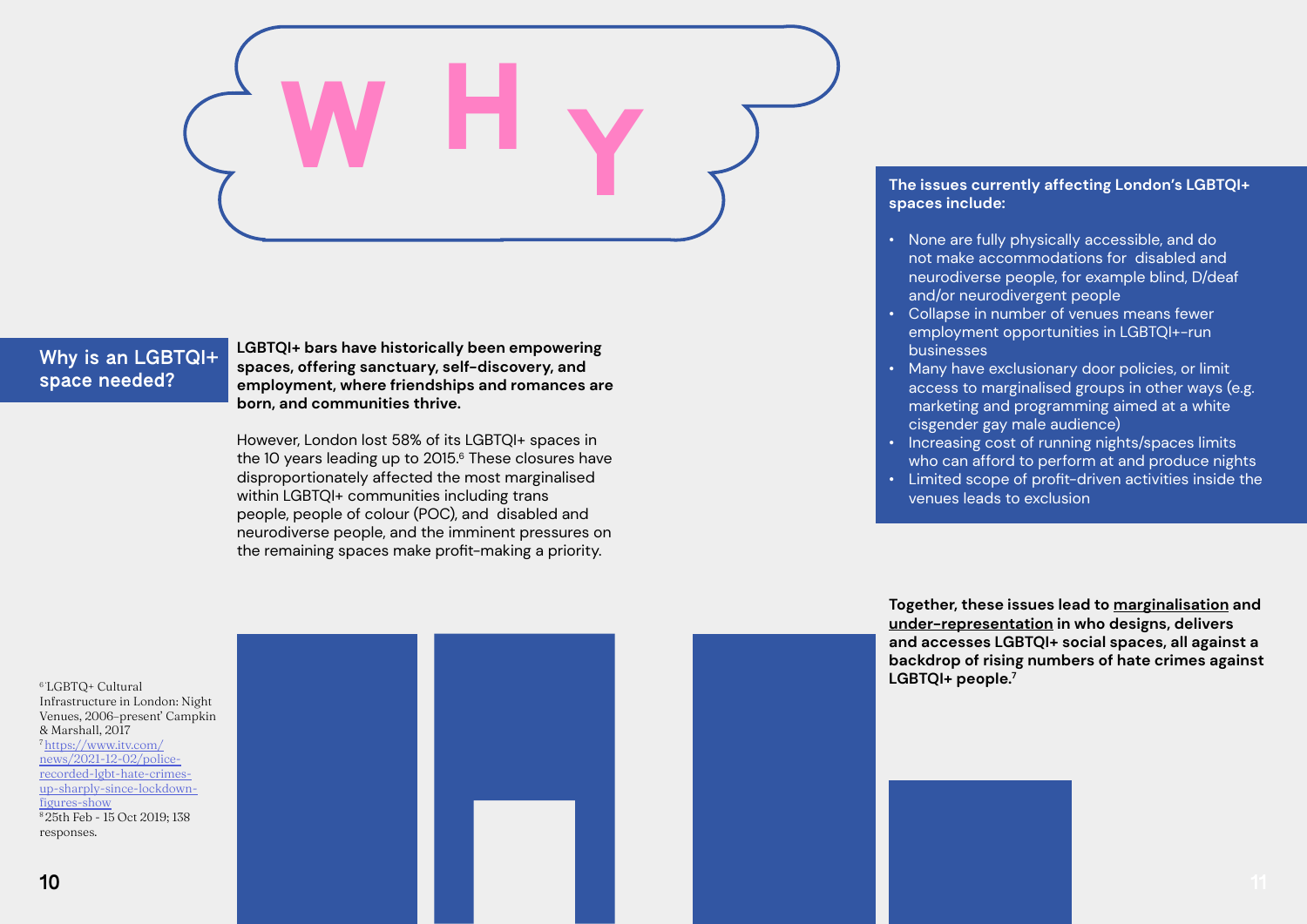# WHY

## Why is an LGBTQI+ space needed?

**LGBTQI+ bars have historically been empowering spaces, offering sanctuary, self-discovery, and employment, where friendships and romances are born, and communities thrive.**

However, London lost 58% of its LGBTQI+ spaces in the 10 years leading up to 2015.[6] These closures have disproportionately affected the most marginalised within LGBTQI+ communities including trans people, people of colour (POC), and disabled and neurodiverse people, and the imminent pressures on the remaining spaces make profit-making a priority.

**The issues currently affecting London's LGBTQI+ spaces include:**

- None are fully physically accessible, and do not make accommodations for disabled and neurodiverse people, for example blind, D/deaf and/or neurodivergent people
- Collapse in number of venues means fewer employment opportunities in LGBTQI+-run businesses
- Many have exclusionary door policies, or limit access to marginalised groups in other ways (e.g. marketing and programming aimed at a white cisgender gay male audience)
- Increasing cost of running nights/spaces limits who can afford to perform at and produce nights
- Limited scope of profit-driven activities inside the venues leads to exclusion

**Together, these issues lead to <u>marginalisation</u> and <u>under-representation</u> in who designs, delivers and accesses LGBTQI+ social spaces, all against a backdrop of rising numbers of hate crimes against LGBTQI+ people.[7]**

[6] LGBTQ+ Cultural Infrastructure in London: Night Venues, 2006–present' Campkin & Marshall, 2017

[7] https://www.itv.com/news/2021-12-02/police-recorded-lgbt-hate-crimes-up-sharply-since-lockdown-figures-show

[8] 25th Feb - 15 Oct 2019; 138 responses.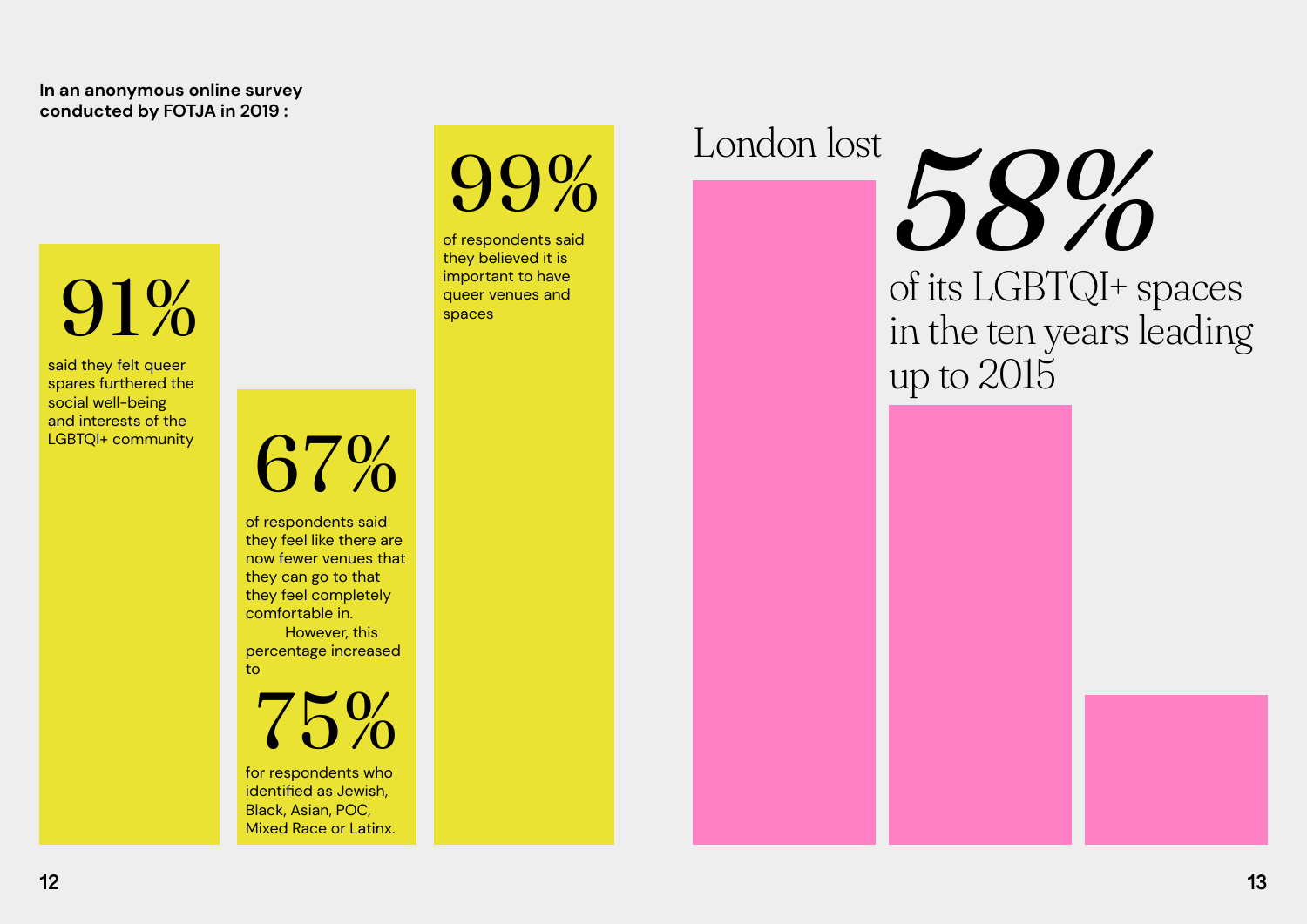**In an anonymous online survey conducted by FOTJA in 2019 :**

**91%**

said they felt queer spares furthered the social well-being and interests of the LGBTQI+ community

**67%**

of respondents said they feel like there are now fewer venues that they can go to that they feel completely comfortable in.

However, this percentage increased to

**75%**

for respondents who identified as Jewish, Black, Asian, POC, Mixed Race or Latinx.

**99%**

of respondents said they believed it is important to have queer venues and spaces

London lost *58%* of its LGBTQI+ spaces in the ten years leading up to 2015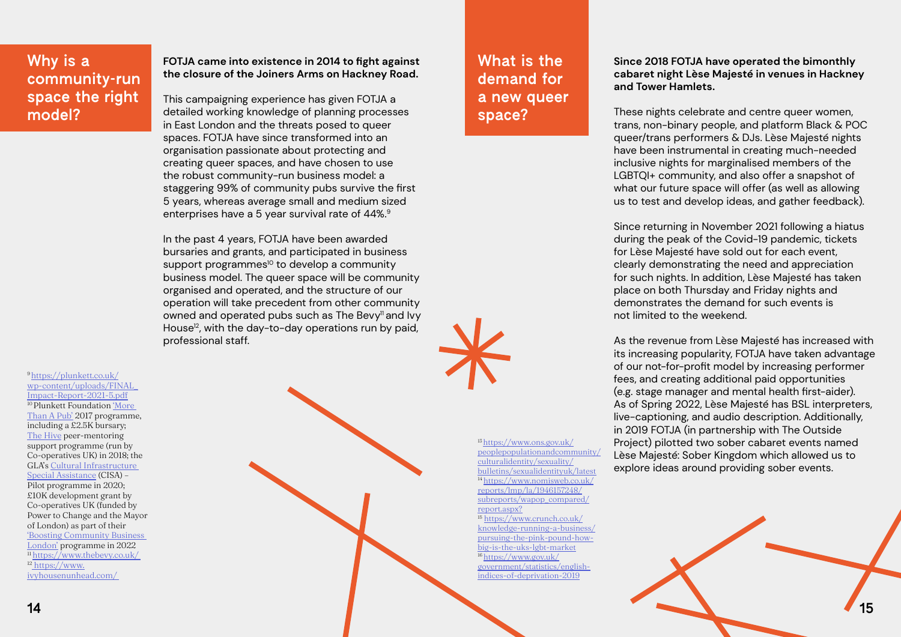## Why is a community-run space the right model?

**FOTJA came into existence in 2014 to fight against the closure of the Joiners Arms on Hackney Road.**

This campaigning experience has given FOTJA a detailed working knowledge of planning processes in East London and the threats posed to queer spaces. FOTJA have since transformed into an organisation passionate about protecting and creating queer spaces, and have chosen to use the robust community-run business model: a staggering 99% of community pubs survive the first 5 years, whereas average small and medium sized enterprises have a 5 year survival rate of 44%.[9]

In the past 4 years, FOTJA have been awarded bursaries and grants, and participated in business support programmes[10] to develop a community business model. The queer space will be community organised and operated, and the structure of our operation will take precedent from other community owned and operated pubs such as The Bevy[11] and Ivy House[12], with the day-to-day operations run by paid, professional staff.

[9] https://plunkett.co.uk/wp-content/uploads/FINAL_Impact-Report-2021-5.pdf
[10] Plunkett Foundation 'More Than A Pub' 2017 programme, including a £2.5K bursary; The Hive peer-mentoring support programme (run by Co-operatives UK) in 2018; the GLA's Cultural Infrastructure Special Assistance (CISA) – Pilot programme in 2020; £10K development grant by Co-operatives UK (funded by Power to Change and the Mayor of London) as part of their 'Boosting Community Business London' programme in 2022
[11] https://www.thebevy.co.uk/
[12] https://www.ivyhousenunhead.com/

## What is the demand for a new queer space?

**Since 2018 FOTJA have operated the bimonthly cabaret night Lèse Majesté in venues in Hackney and Tower Hamlets.**

These nights celebrate and centre queer women, trans, non-binary people, and platform Black & POC queer/trans performers & DJs. Lèse Majesté nights have been instrumental in creating much-needed inclusive nights for marginalised members of the LGBTQI+ community, and also offer a snapshot of what our future space will offer (as well as allowing us to test and develop ideas, and gather feedback).

Since returning in November 2021 following a hiatus during the peak of the Covid-19 pandemic, tickets for Lèse Majesté have sold out for each event, clearly demonstrating the need and appreciation for such nights. In addition, Lèse Majesté has taken place on both Thursday and Friday nights and demonstrates the demand for such events is not limited to the weekend.

As the revenue from Lèse Majesté has increased with its increasing popularity, FOTJA have taken advantage of our not-for-profit model by increasing performer fees, and creating additional paid opportunities (e.g. stage manager and mental health first-aider). As of Spring 2022, Lèse Majesté has BSL interpreters, live-captioning, and audio description. Additionally, in 2019 FOTJA (in partnership with The Outside Project) piloted two sober cabaret events named Lèse Majesté: Sober Kingdom which allowed us to explore ideas around providing sober events.

[13] https://www.ons.gov.uk/peoplepopulationandcommunity/culturalidentity/sexuality/bulletins/sexualidentityuk/latest
[14] https://www.nomisweb.co.uk/reports/lmp/la/1946157248/subreports/wapop_compared/report.aspx?
[15] https://www.crunch.co.uk/knowledge-running-a-business/pursuing-the-pink-pound-how-big-is-the-uks-lgbt-market
[16] https://www.gov.uk/government/statistics/english-indices-of-deprivation-2019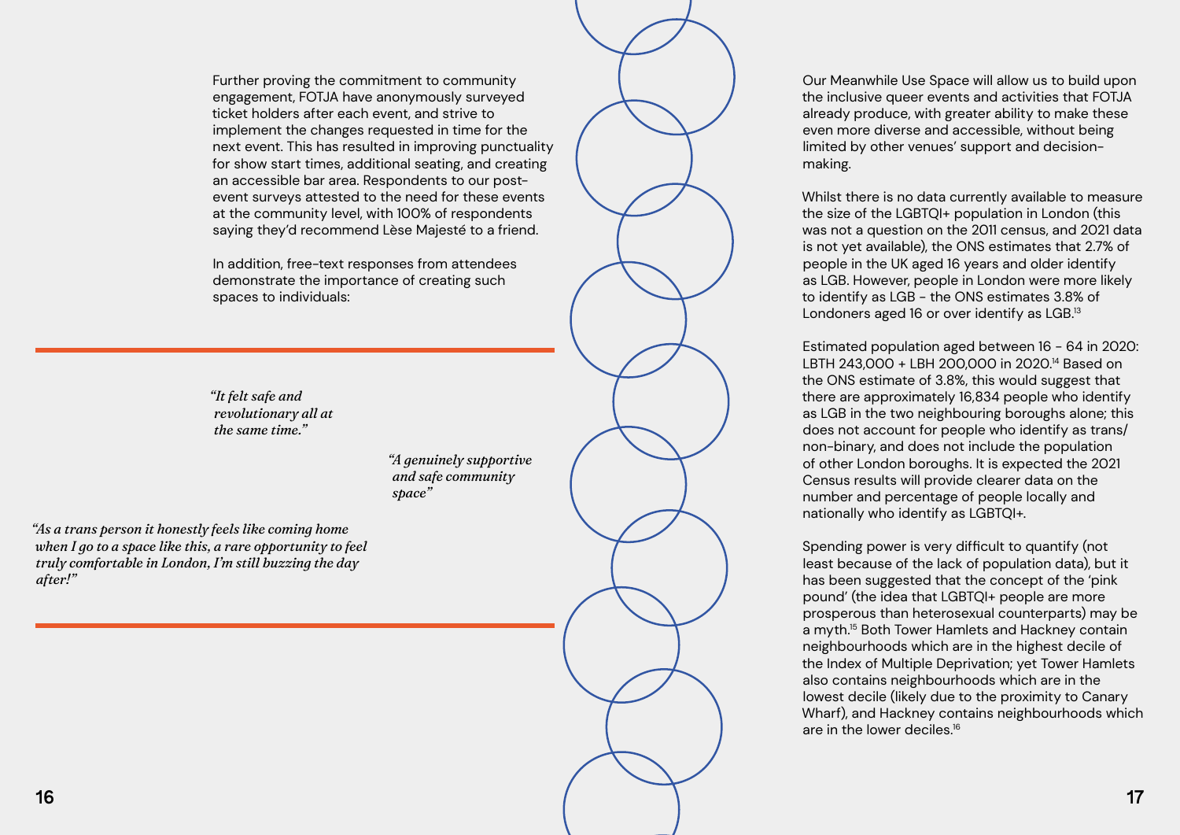Further proving the commitment to community engagement, FOTJA have anonymously surveyed ticket holders after each event, and strive to implement the changes requested in time for the next event. This has resulted in improving punctuality for show start times, additional seating, and creating an accessible bar area. Respondents to our post-event surveys attested to the need for these events at the community level, with 100% of respondents saying they'd recommend Lèse Majesté to a friend.

In addition, free-text responses from attendees demonstrate the importance of creating such spaces to individuals:

---

*"It felt safe and revolutionary all at the same time."*

*"A genuinely supportive and safe community space"*

*"As a trans person it honestly feels like coming home when I go to a space like this, a rare opportunity to feel truly comfortable in London, I'm still buzzing the day after!"*

---

Our Meanwhile Use Space will allow us to build upon the inclusive queer events and activities that FOTJA already produce, with greater ability to make these even more diverse and accessible, without being limited by other venues' support and decision-making.

Whilst there is no data currently available to measure the size of the LGBTQI+ population in London (this was not a question on the 2011 census, and 2021 data is not yet available), the ONS estimates that 2.7% of people in the UK aged 16 years and older identify as LGB. However, people in London were more likely to identify as LGB - the ONS estimates 3.8% of Londoners aged 16 or over identify as LGB.[13]

Estimated population aged between 16 - 64 in 2020: LBTH 243,000 + LBH 200,000 in 2020.[14] Based on the ONS estimate of 3.8%, this would suggest that there are approximately 16,834 people who identify as LGB in the two neighbouring boroughs alone; this does not account for people who identify as trans/non-binary, and does not include the population of other London boroughs. It is expected the 2021 Census results will provide clearer data on the number and percentage of people locally and nationally who identify as LGBTQI+.

Spending power is very difficult to quantify (not least because of the lack of population data), but it has been suggested that the concept of the 'pink pound' (the idea that LGBTQI+ people are more prosperous than heterosexual counterparts) may be a myth.[15] Both Tower Hamlets and Hackney contain neighbourhoods which are in the highest decile of the Index of Multiple Deprivation; yet Tower Hamlets also contains neighbourhoods which are in the lowest decile (likely due to the proximity to Canary Wharf), and Hackney contains neighbourhoods which are in the lower deciles.[16]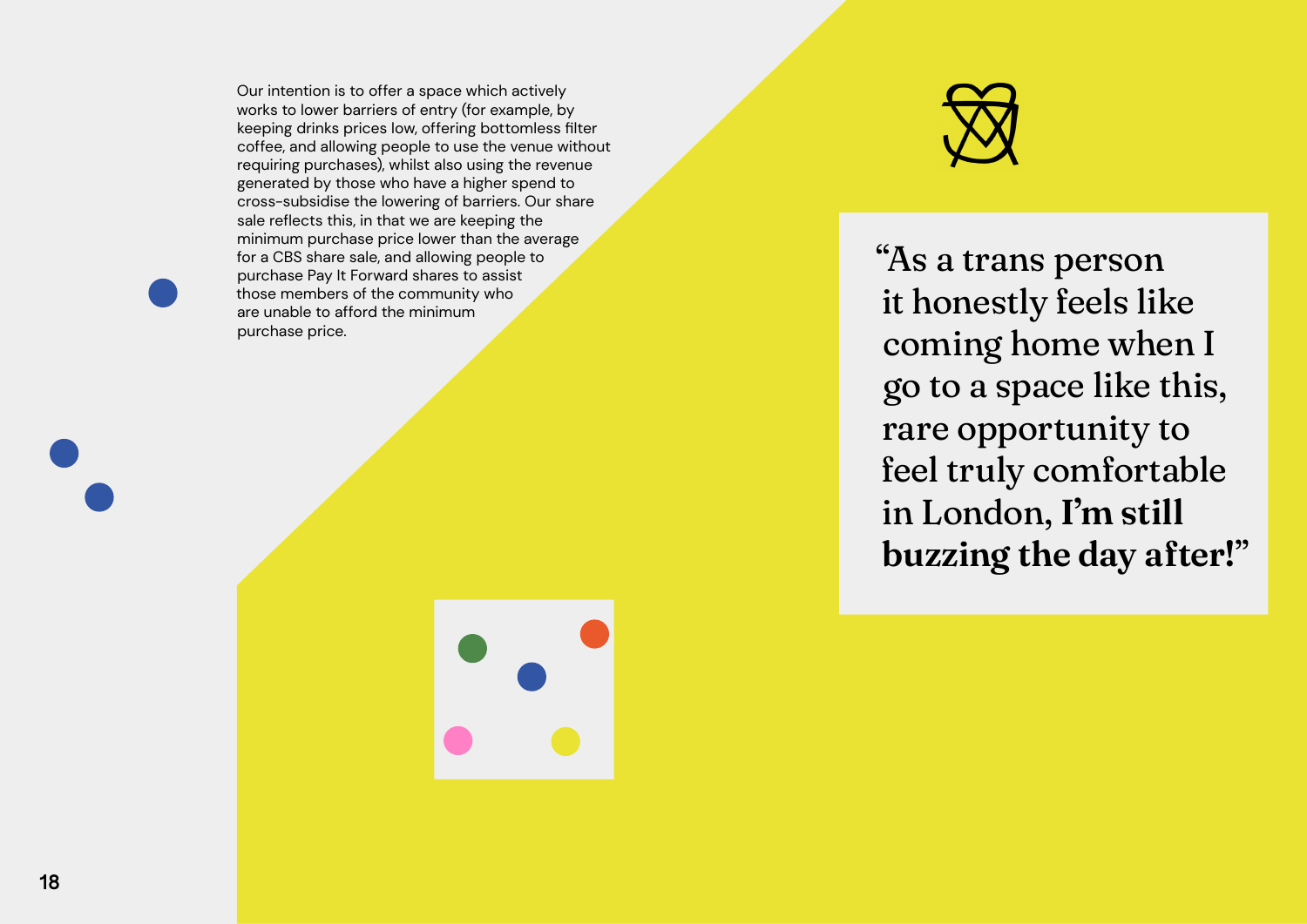Our intention is to offer a space which actively works to lower barriers of entry (for example, by keeping drinks prices low, offering bottomless filter coffee, and allowing people to use the venue without requiring purchases), whilst also using the revenue generated by those who have a higher spend to cross-subsidise the lowering of barriers. Our share sale reflects this, in that we are keeping the minimum purchase price lower than the average for a CBS share sale, and allowing people to purchase Pay It Forward shares to assist those members of the community who are unable to afford the minimum purchase price.

> "As a trans person it honestly feels like coming home when I go to a space like this, rare opportunity to feel truly comfortable in London, **I'm still buzzing the day after!**"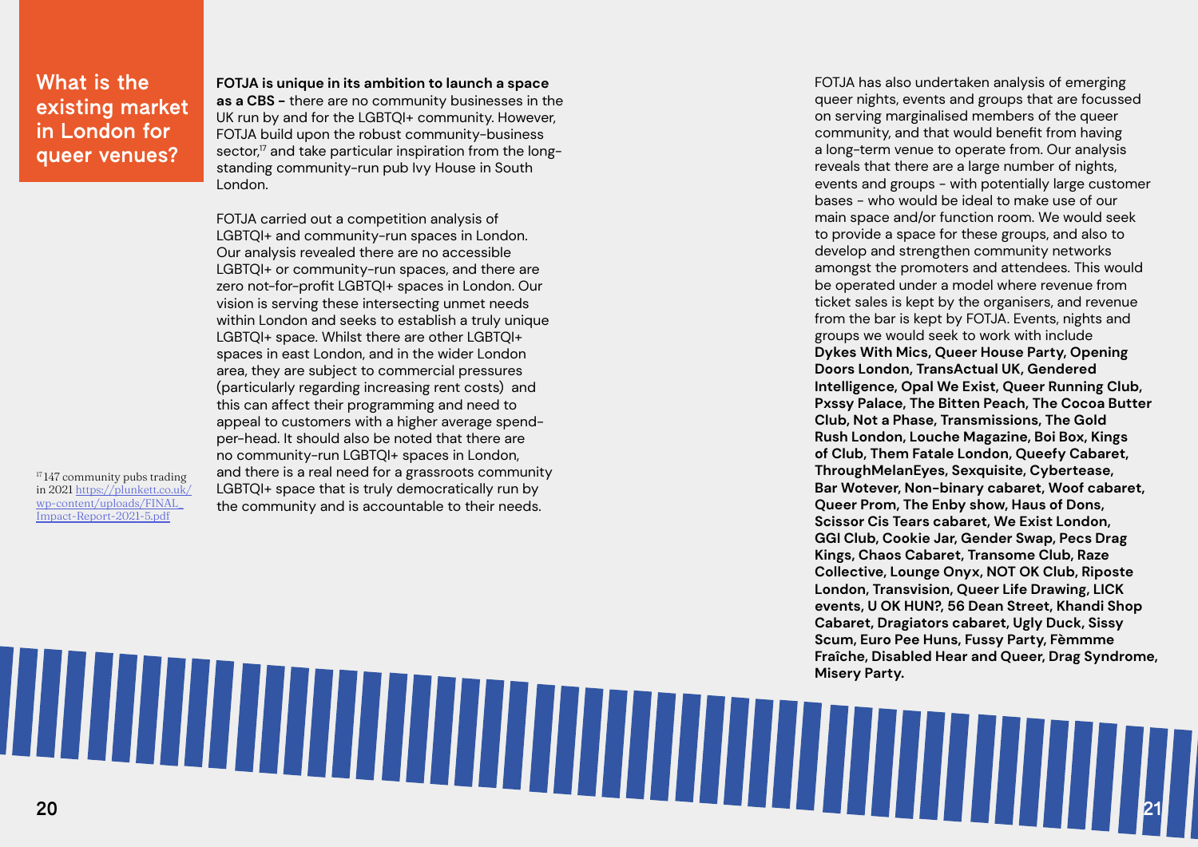## What is the existing market in London for queer venues?

**FOTJA is unique in its ambition to launch a space as a CBS –** there are no community businesses in the UK run by and for the LGBTQI+ community. However, FOTJA build upon the robust community-business sector,[17] and take particular inspiration from the long-standing community-run pub Ivy House in South London.

FOTJA carried out a competition analysis of LGBTQI+ and community-run spaces in London. Our analysis revealed there are no accessible LGBTQI+ or community-run spaces, and there are zero not-for-profit LGBTQI+ spaces in London. Our vision is serving these intersecting unmet needs within London and seeks to establish a truly unique LGBTQI+ space. Whilst there are other LGBTQI+ spaces in east London, and in the wider London area, they are subject to commercial pressures (particularly regarding increasing rent costs) and this can affect their programming and need to appeal to customers with a higher average spend-per-head. It should also be noted that there are no community-run LGBTQI+ spaces in London, and there is a real need for a grassroots community LGBTQI+ space that is truly democratically run by the community and is accountable to their needs.

FOTJA has also undertaken analysis of emerging queer nights, events and groups that are focussed on serving marginalised members of the queer community, and that would benefit from having a long-term venue to operate from. Our analysis reveals that there are a large number of nights, events and groups - with potentially large customer bases - who would be ideal to make use of our main space and/or function room. We would seek to provide a space for these groups, and also to develop and strengthen community networks amongst the promoters and attendees. This would be operated under a model where revenue from ticket sales is kept by the organisers, and revenue from the bar is kept by FOTJA. Events, nights and groups we would seek to work with include **Dykes With Mics, Queer House Party, Opening Doors London, TransActual UK, Gendered Intelligence, Opal We Exist, Queer Running Club, Pxssy Palace, The Bitten Peach, The Cocoa Butter Club, Not a Phase, Transmissions, The Gold Rush London, Louche Magazine, Boi Box, Kings of Club, Them Fatale London, Queefy Cabaret, ThroughMelanEyes, Sexquisite, Cybertease, Bar Wotever, Non-binary cabaret, Woof cabaret, Queer Prom, The Enby show, Haus of Dons, Scissor Cis Tears cabaret, We Exist London, GGI Club, Cookie Jar, Gender Swap, Pecs Drag Kings, Chaos Cabaret, Transome Club, Raze Collective, Lounge Onyx, NOT OK Club, Riposte London, Transvision, Queer Life Drawing, LICK events, U OK HUN?, 56 Dean Street, Khandi Shop Cabaret, Dragiators cabaret, Ugly Duck, Sissy Scum, Euro Pee Huns, Fussy Party, Fèmmme Fraîche, Disabled Hear and Queer, Drag Syndrome, Misery Party.**

[17] 147 community pubs trading in 2021 https://plunkett.co.uk/wp-content/uploads/FINAL_Impact-Report-2021-5.pdf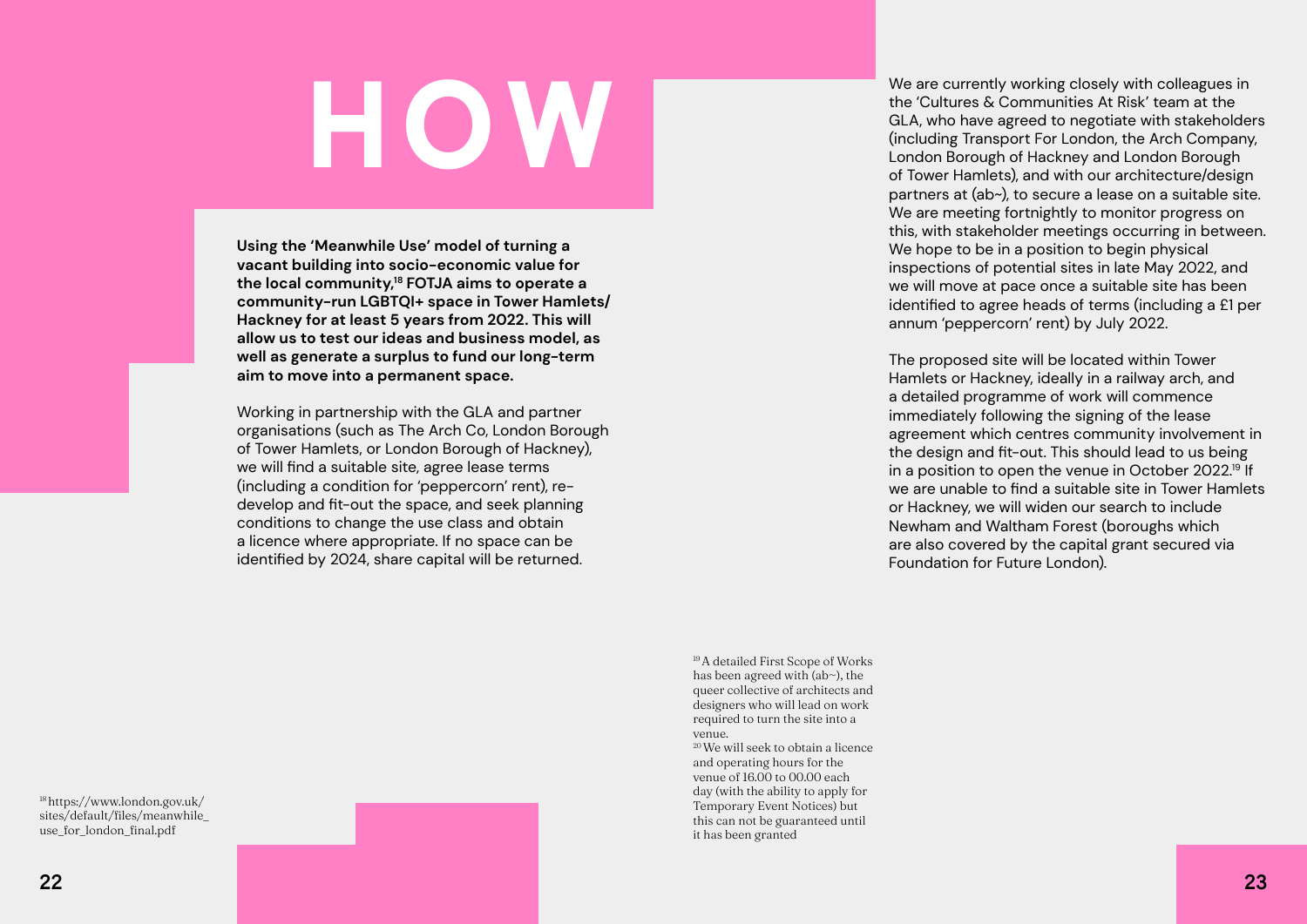# HOW

**Using the 'Meanwhile Use' model of turning a vacant building into socio-economic value for the local community,[18] FOTJA aims to operate a community-run LGBTQI+ space in Tower Hamlets/ Hackney for at least 5 years from 2022. This will allow us to test our ideas and business model, as well as generate a surplus to fund our long-term aim to move into a permanent space.**

Working in partnership with the GLA and partner organisations (such as The Arch Co, London Borough of Tower Hamlets, or London Borough of Hackney), we will find a suitable site, agree lease terms (including a condition for 'peppercorn' rent), re-develop and fit-out the space, and seek planning conditions to change the use class and obtain a licence where appropriate. If no space can be identified by 2024, share capital will be returned.

We are currently working closely with colleagues in the 'Cultures & Communities At Risk' team at the GLA, who have agreed to negotiate with stakeholders (including Transport For London, the Arch Company, London Borough of Hackney and London Borough of Tower Hamlets), and with our architecture/design partners at (ab~), to secure a lease on a suitable site. We are meeting fortnightly to monitor progress on this, with stakeholder meetings occurring in between. We hope to be in a position to begin physical inspections of potential sites in late May 2022, and we will move at pace once a suitable site has been identified to agree heads of terms (including a £1 per annum 'peppercorn' rent) by July 2022.

The proposed site will be located within Tower Hamlets or Hackney, ideally in a railway arch, and a detailed programme of work will commence immediately following the signing of the lease agreement which centres community involvement in the design and fit-out. This should lead to us being in a position to open the venue in October 2022.[19] If we are unable to find a suitable site in Tower Hamlets or Hackney, we will widen our search to include Newham and Waltham Forest (boroughs which are also covered by the capital grant secured via Foundation for Future London).

[18] https://www.london.gov.uk/sites/default/files/meanwhile_use_for_london_final.pdf

[19] A detailed First Scope of Works has been agreed with (ab~), the queer collective of architects and designers who will lead on work required to turn the site into a venue.

[20] We will seek to obtain a licence and operating hours for the venue of 16.00 to 00.00 each day (with the ability to apply for Temporary Event Notices) but this can not be guaranteed until it has been granted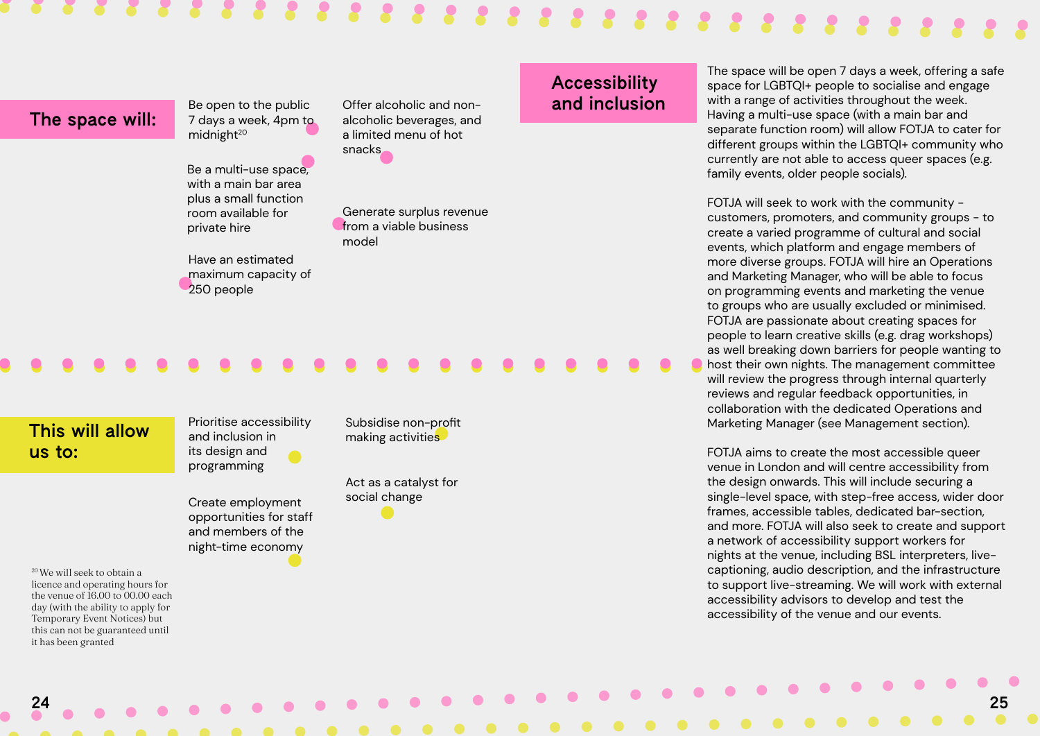## The space will:

- Be open to the public 7 days a week, 4pm to midnight[20]
- Be a multi-use space, with a main bar area plus a small function room available for private hire
- Have an estimated maximum capacity of 250 people
- Offer alcoholic and non-alcoholic beverages, and a limited menu of hot snacks
- Generate surplus revenue from a viable business model

## This will allow us to:

- Prioritise accessibility and inclusion in its design and programming
- Create employment opportunities for staff and members of the night-time economy
- Subsidise non-profit making activities
- Act as a catalyst for social change

[20] We will seek to obtain a licence and operating hours for the venue of 16.00 to 00.00 each day (with the ability to apply for Temporary Event Notices) but this can not be guaranteed until it has been granted

## Accessibility and inclusion

The space will be open 7 days a week, offering a safe space for LGBTQI+ people to socialise and engage with a range of activities throughout the week. Having a multi-use space (with a main bar and separate function room) will allow FOTJA to cater for different groups within the LGBTQI+ community who currently are not able to access queer spaces (e.g. family events, older people socials).

FOTJA will seek to work with the community - customers, promoters, and community groups - to create a varied programme of cultural and social events, which platform and engage members of more diverse groups. FOTJA will hire an Operations and Marketing Manager, who will be able to focus on programming events and marketing the venue to groups who are usually excluded or minimised. FOTJA are passionate about creating spaces for people to learn creative skills (e.g. drag workshops) as well breaking down barriers for people wanting to host their own nights. The management committee will review the progress through internal quarterly reviews and regular feedback opportunities, in collaboration with the dedicated Operations and Marketing Manager (see Management section).

FOTJA aims to create the most accessible queer venue in London and will centre accessibility from the design onwards. This will include securing a single-level space, with step-free access, wider door frames, accessible tables, dedicated bar-section, and more. FOTJA will also seek to create and support a network of accessibility support workers for nights at the venue, including BSL interpreters, live-captioning, audio description, and the infrastructure to support live-streaming. We will work with external accessibility advisors to develop and test the accessibility of the venue and our events.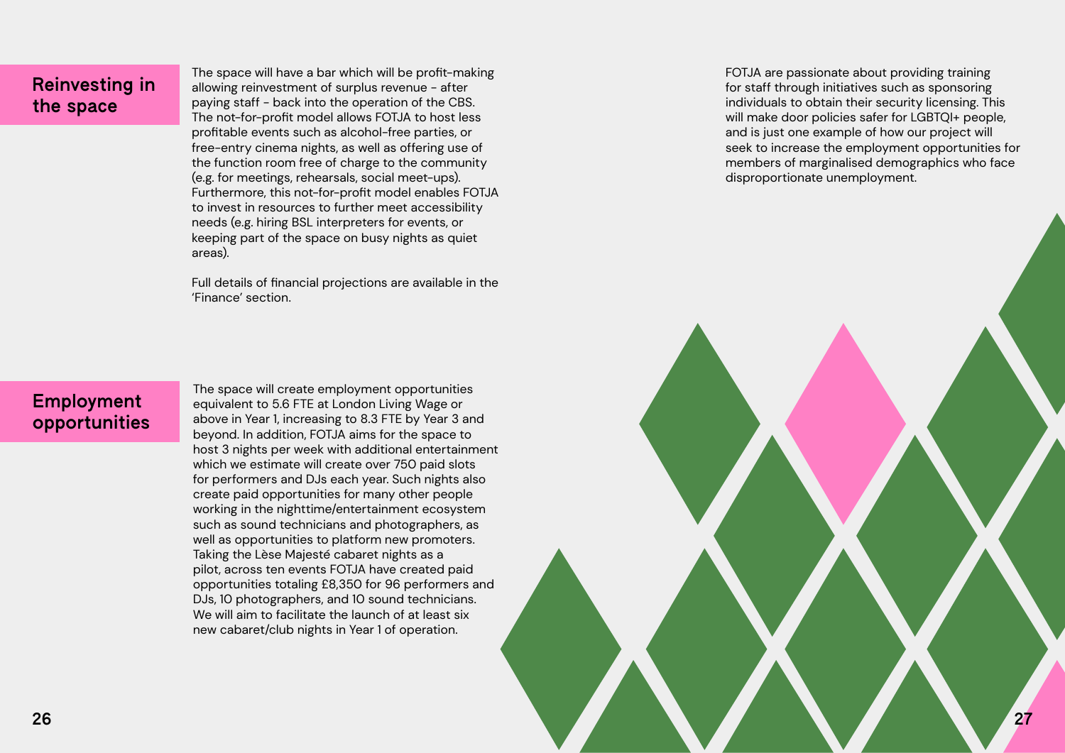## Reinvesting in the space

The space will have a bar which will be profit-making allowing reinvestment of surplus revenue - after paying staff - back into the operation of the CBS. The not-for-profit model allows FOTJA to host less profitable events such as alcohol-free parties, or free-entry cinema nights, as well as offering use of the function room free of charge to the community (e.g. for meetings, rehearsals, social meet-ups). Furthermore, this not-for-profit model enables FOTJA to invest in resources to further meet accessibility needs (e.g. hiring BSL interpreters for events, or keeping part of the space on busy nights as quiet areas).

Full details of financial projections are available in the 'Finance' section.

## Employment opportunities

The space will create employment opportunities equivalent to 5.6 FTE at London Living Wage or above in Year 1, increasing to 8.3 FTE by Year 3 and beyond. In addition, FOTJA aims for the space to host 3 nights per week with additional entertainment which we estimate will create over 750 paid slots for performers and DJs each year. Such nights also create paid opportunities for many other people working in the nighttime/entertainment ecosystem such as sound technicians and photographers, as well as opportunities to platform new promoters. Taking the Lèse Majesté cabaret nights as a pilot, across ten events FOTJA have created paid opportunities totaling £8,350 for 96 performers and DJs, 10 photographers, and 10 sound technicians. We will aim to facilitate the launch of at least six new cabaret/club nights in Year 1 of operation.

FOTJA are passionate about providing training for staff through initiatives such as sponsoring individuals to obtain their security licensing. This will make door policies safer for LGBTQI+ people, and is just one example of how our project will seek to increase the employment opportunities for members of marginalised demographics who face disproportionate unemployment.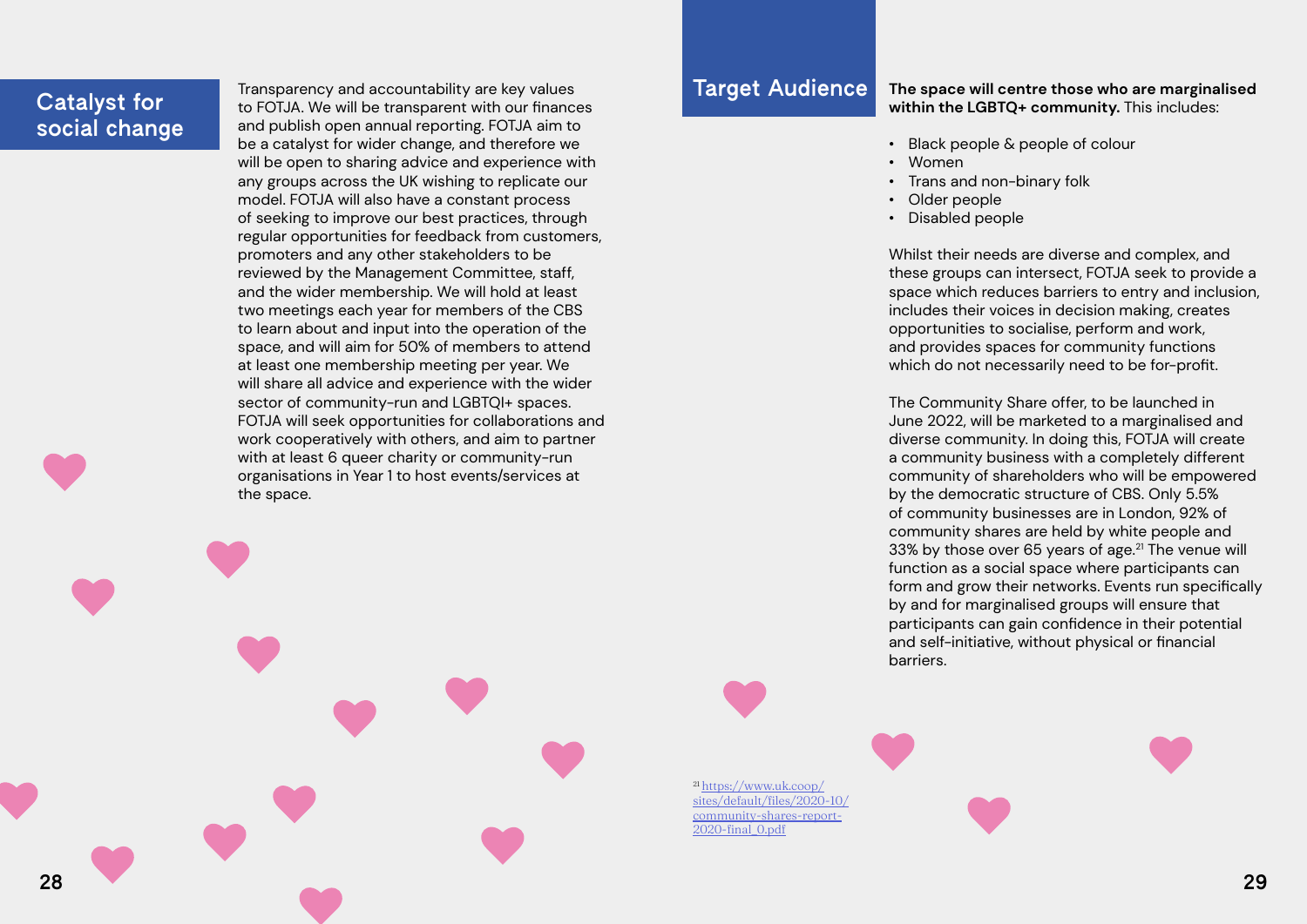## Catalyst for social change

Transparency and accountability are key values to FOTJA. We will be transparent with our finances and publish open annual reporting. FOTJA aim to be a catalyst for wider change, and therefore we will be open to sharing advice and experience with any groups across the UK wishing to replicate our model. FOTJA will also have a constant process of seeking to improve our best practices, through regular opportunities for feedback from customers, promoters and any other stakeholders to be reviewed by the Management Committee, staff, and the wider membership. We will hold at least two meetings each year for members of the CBS to learn about and input into the operation of the space, and will aim for 50% of members to attend at least one membership meeting per year. We will share all advice and experience with the wider sector of community-run and LGBTQI+ spaces. FOTJA will seek opportunities for collaborations and work cooperatively with others, and aim to partner with at least 6 queer charity or community-run organisations in Year 1 to host events/services at the space.

## Target Audience

**The space will centre those who are marginalised within the LGBTQ+ community.** This includes:

- Black people & people of colour
- Women
- Trans and non-binary folk
- Older people
- Disabled people

Whilst their needs are diverse and complex, and these groups can intersect, FOTJA seek to provide a space which reduces barriers to entry and inclusion, includes their voices in decision making, creates opportunities to socialise, perform and work, and provides spaces for community functions which do not necessarily need to be for-profit.

The Community Share offer, to be launched in June 2022, will be marketed to a marginalised and diverse community. In doing this, FOTJA will create a community business with a completely different community of shareholders who will be empowered by the democratic structure of CBS. Only 5.5% of community businesses are in London, 92% of community shares are held by white people and 33% by those over 65 years of age.[21] The venue will function as a social space where participants can form and grow their networks. Events run specifically by and for marginalised groups will ensure that participants can gain confidence in their potential and self-initiative, without physical or financial barriers.

[21] https://www.uk.coop/sites/default/files/2020-10/community-shares-report-2020-final_0.pdf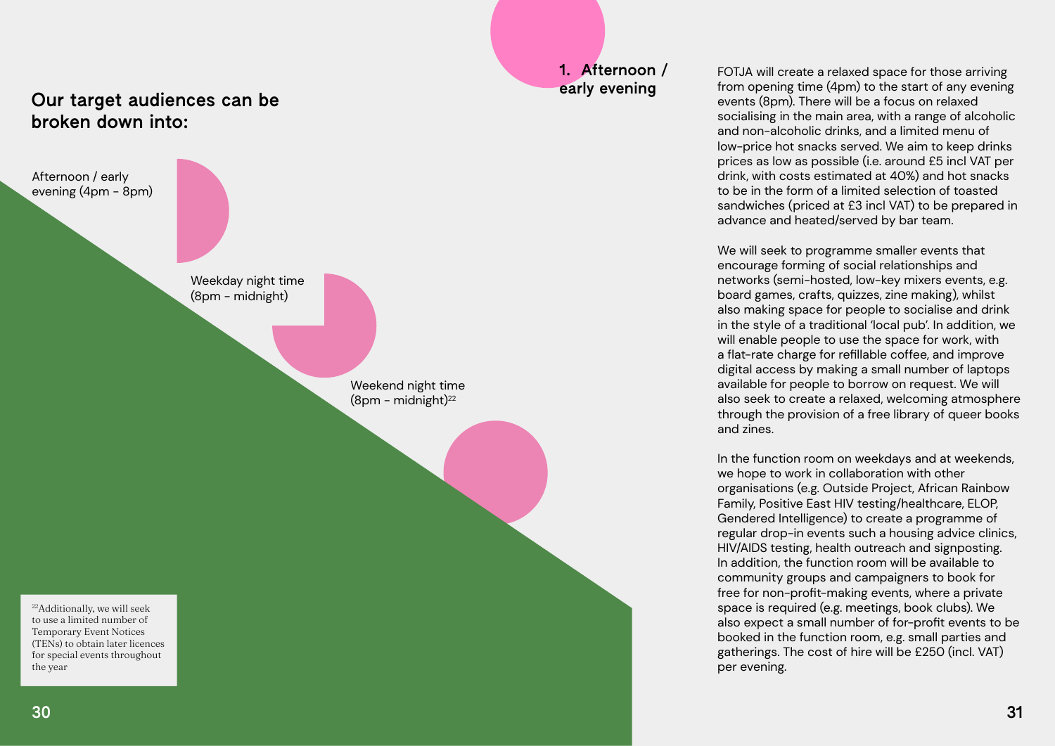## Our target audiences can be broken down into:

- Afternoon / early evening (4pm - 8pm)
- Weekday night time (8pm - midnight)
- Weekend night time (8pm - midnight)[22]

[22] Additionally, we will seek to use a limited number of Temporary Event Notices (TENs) to obtain later licences for special events throughout the year

### 1. Afternoon / early evening

FOTJA will create a relaxed space for those arriving from opening time (4pm) to the start of any evening events (8pm). There will be a focus on relaxed socialising in the main area, with a range of alcoholic and non-alcoholic drinks, and a limited menu of low-price hot snacks served. We aim to keep drinks prices as low as possible (i.e. around £5 incl VAT per drink, with costs estimated at 40%) and hot snacks to be in the form of a limited selection of toasted sandwiches (priced at £3 incl VAT) to be prepared in advance and heated/served by bar team.

We will seek to programme smaller events that encourage forming of social relationships and networks (semi-hosted, low-key mixers events, e.g. board games, crafts, quizzes, zine making), whilst also making space for people to socialise and drink in the style of a traditional 'local pub'. In addition, we will enable people to use the space for work, with a flat-rate charge for refillable coffee, and improve digital access by making a small number of laptops available for people to borrow on request. We will also seek to create a relaxed, welcoming atmosphere through the provision of a free library of queer books and zines.

In the function room on weekdays and at weekends, we hope to work in collaboration with other organisations (e.g. Outside Project, African Rainbow Family, Positive East HIV testing/healthcare, ELOP, Gendered Intelligence) to create a programme of regular drop-in events such a housing advice clinics, HIV/AIDS testing, health outreach and signposting. In addition, the function room will be available to community groups and campaigners to book for free for non-profit-making events, where a private space is required (e.g. meetings, book clubs). We also expect a small number of for-profit events to be booked in the function room, e.g. small parties and gatherings. The cost of hire will be £250 (incl. VAT) per evening.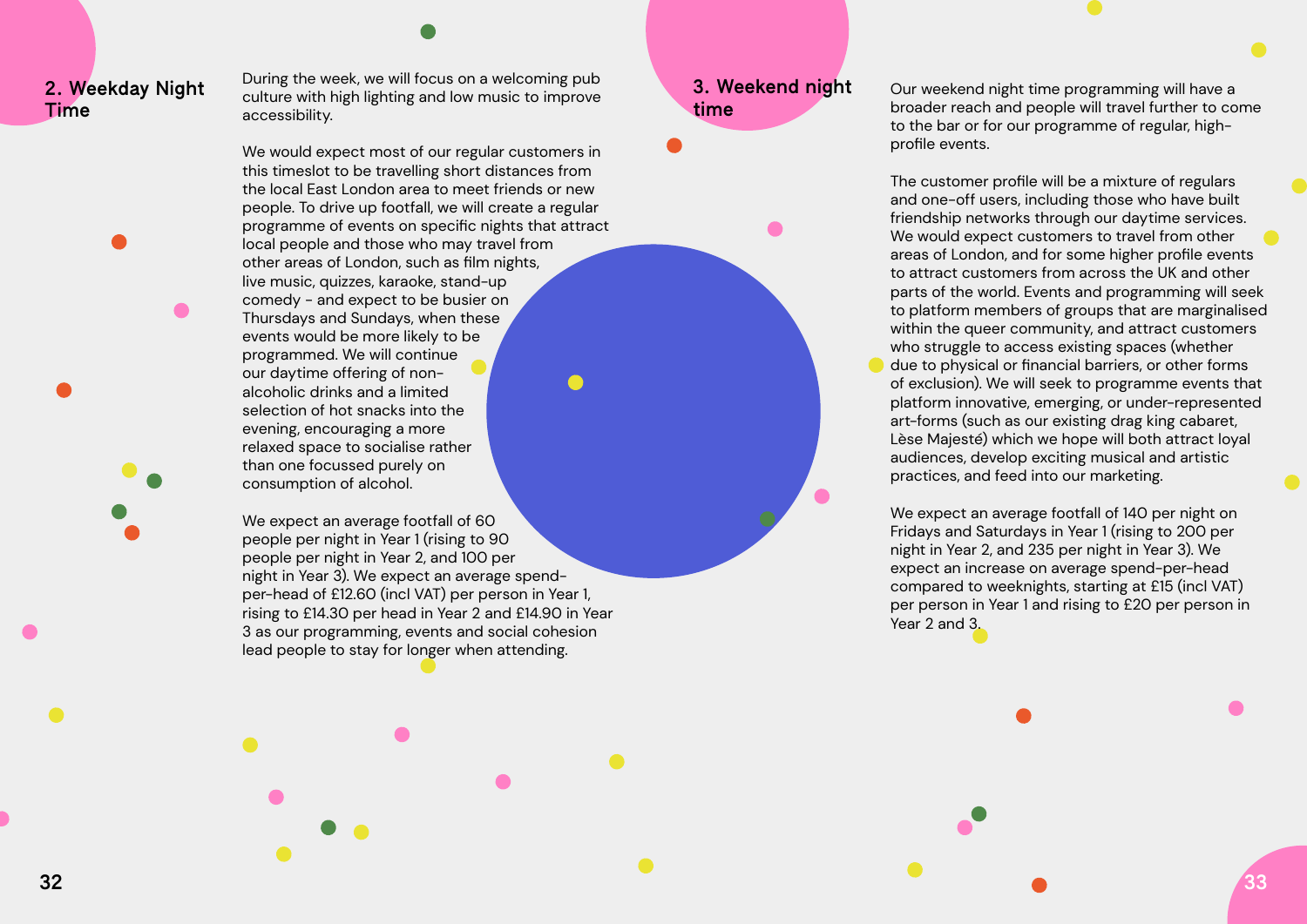## 2. Weekday Night Time

During the week, we will focus on a welcoming pub culture with high lighting and low music to improve accessibility.

We would expect most of our regular customers in this timeslot to be travelling short distances from the local East London area to meet friends or new people. To drive up footfall, we will create a regular programme of events on specific nights that attract local people and those who may travel from other areas of London, such as film nights, live music, quizzes, karaoke, stand-up comedy - and expect to be busier on Thursdays and Sundays, when these events would be more likely to be programmed. We will continue our daytime offering of non-alcoholic drinks and a limited selection of hot snacks into the evening, encouraging a more relaxed space to socialise rather than one focussed purely on consumption of alcohol.

We expect an average footfall of 60 people per night in Year 1 (rising to 90 people per night in Year 2, and 100 per night in Year 3). We expect an average spend-per-head of £12.60 (incl VAT) per person in Year 1, rising to £14.30 per head in Year 2 and £14.90 in Year 3 as our programming, events and social cohesion lead people to stay for longer when attending.

## 3. Weekend night time

Our weekend night time programming will have a broader reach and people will travel further to come to the bar or for our programme of regular, high-profile events.

The customer profile will be a mixture of regulars and one-off users, including those who have built friendship networks through our daytime services. We would expect customers to travel from other areas of London, and for some higher profile events to attract customers from across the UK and other parts of the world. Events and programming will seek to platform members of groups that are marginalised within the queer community, and attract customers who struggle to access existing spaces (whether due to physical or financial barriers, or other forms of exclusion). We will seek to programme events that platform innovative, emerging, or under-represented art-forms (such as our existing drag king cabaret, Lèse Majesté) which we hope will both attract loyal audiences, develop exciting musical and artistic practices, and feed into our marketing.

We expect an average footfall of 140 per night on Fridays and Saturdays in Year 1 (rising to 200 per night in Year 2, and 235 per night in Year 3). We expect an increase on average spend-per-head compared to weeknights, starting at £15 (incl VAT) per person in Year 1 and rising to £20 per person in Year 2 and 3.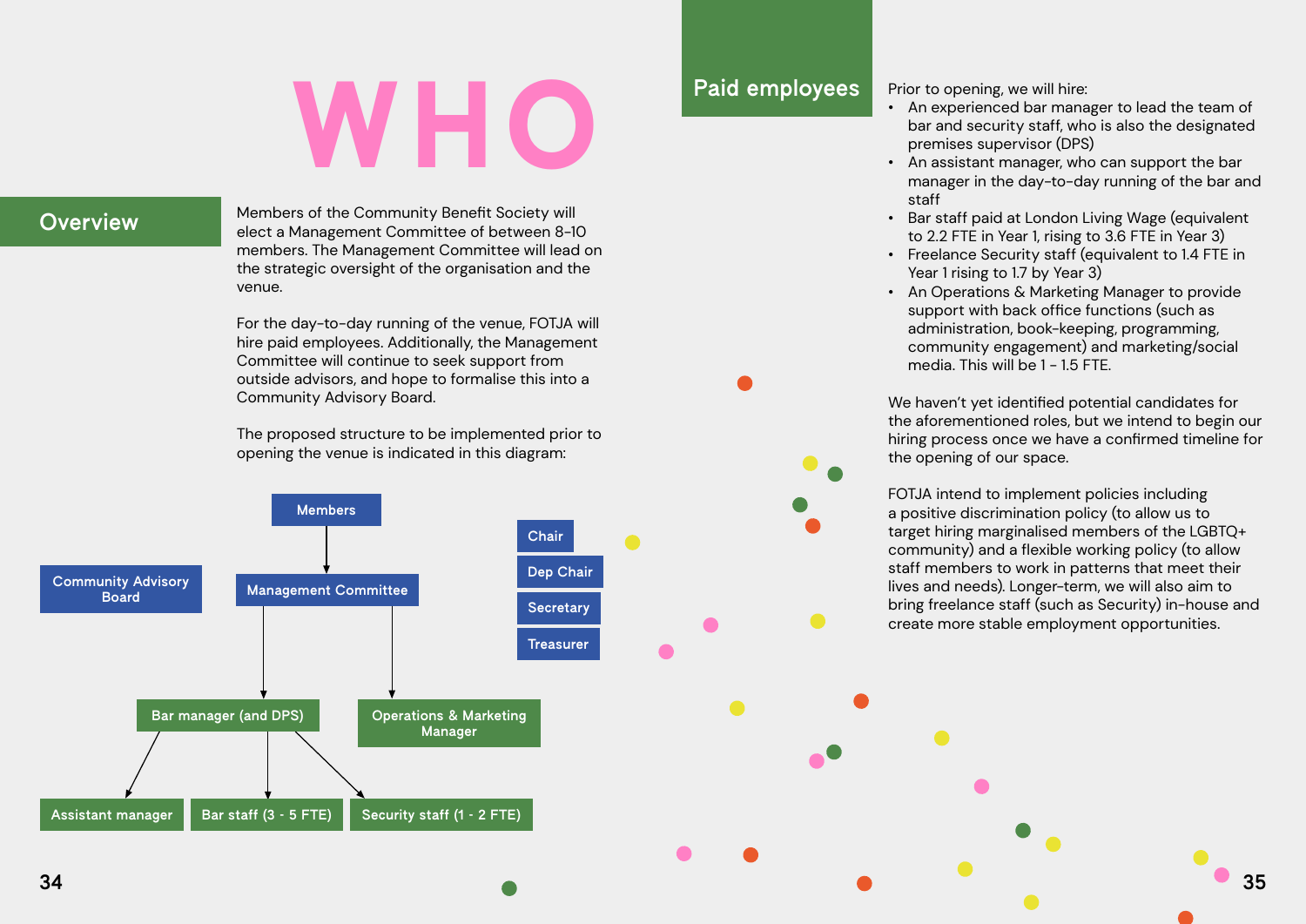# WHO

## Overview

Members of the Community Benefit Society will elect a Management Committee of between 8-10 members. The Management Committee will lead on the strategic oversight of the organisation and the venue.

For the day-to-day running of the venue, FOTJA will hire paid employees. Additionally, the Management Committee will continue to seek support from outside advisors, and hope to formalise this into a Community Advisory Board.

The proposed structure to be implemented prior to opening the venue is indicated in this diagram:

- Members
  - Management Committee (Chair, Dep Chair, Secretary, Treasurer)
    - Bar manager (and DPS)
      - Assistant manager
      - Bar staff (3 - 5 FTE)
      - Security staff (1 - 2 FTE)
    - Operations & Marketing Manager
- Community Advisory Board

## Paid employees

Prior to opening, we will hire:

- An experienced bar manager to lead the team of bar and security staff, who is also the designated premises supervisor (DPS)
- An assistant manager, who can support the bar manager in the day-to-day running of the bar and staff
- Bar staff paid at London Living Wage (equivalent to 2.2 FTE in Year 1, rising to 3.6 FTE in Year 3)
- Freelance Security staff (equivalent to 1.4 FTE in Year 1 rising to 1.7 by Year 3)
- An Operations & Marketing Manager to provide support with back office functions (such as administration, book-keeping, programming, community engagement) and marketing/social media. This will be 1 - 1.5 FTE.

We haven't yet identified potential candidates for the aforementioned roles, but we intend to begin our hiring process once we have a confirmed timeline for the opening of our space.

FOTJA intend to implement policies including a positive discrimination policy (to allow us to target hiring marginalised members of the LGBTQ+ community) and a flexible working policy (to allow staff members to work in patterns that meet their lives and needs). Longer-term, we will also aim to bring freelance staff (such as Security) in-house and create more stable employment opportunities.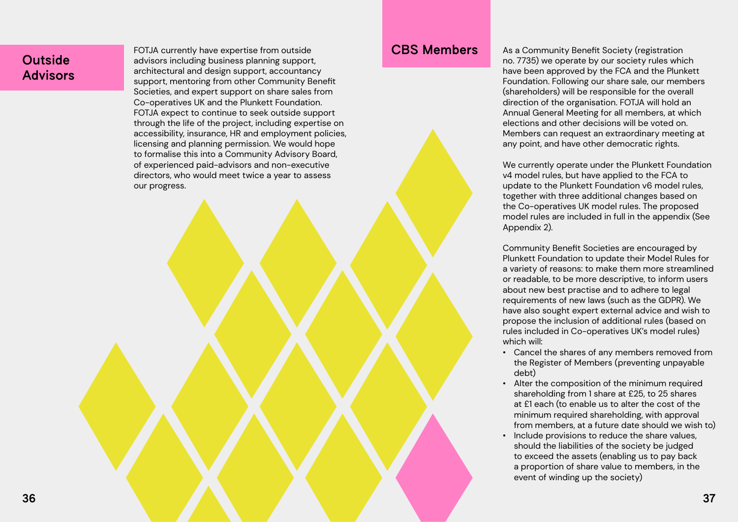## Outside Advisors

FOTJA currently have expertise from outside advisors including business planning support, architectural and design support, accountancy support, mentoring from other Community Benefit Societies, and expert support on share sales from Co-operatives UK and the Plunkett Foundation. FOTJA expect to continue to seek outside support through the life of the project, including expertise on accessibility, insurance, HR and employment policies, licensing and planning permission. We would hope to formalise this into a Community Advisory Board, of experienced paid-advisors and non-executive directors, who would meet twice a year to assess our progress.

## CBS Members

As a Community Benefit Society (registration no. 7735) we operate by our society rules which have been approved by the FCA and the Plunkett Foundation. Following our share sale, our members (shareholders) will be responsible for the overall direction of the organisation. FOTJA will hold an Annual General Meeting for all members, at which elections and other decisions will be voted on. Members can request an extraordinary meeting at any point, and have other democratic rights.

We currently operate under the Plunkett Foundation v4 model rules, but have applied to the FCA to update to the Plunkett Foundation v6 model rules, together with three additional changes based on the Co-operatives UK model rules. The proposed model rules are included in full in the appendix (See Appendix 2).

Community Benefit Societies are encouraged by Plunkett Foundation to update their Model Rules for a variety of reasons: to make them more streamlined or readable, to be more descriptive, to inform users about new best practise and to adhere to legal requirements of new laws (such as the GDPR). We have also sought expert external advice and wish to propose the inclusion of additional rules (based on rules included in Co-operatives UK's model rules) which will:

- Cancel the shares of any members removed from the Register of Members (preventing unpayable debt)
- Alter the composition of the minimum required shareholding from 1 share at £25, to 25 shares at £1 each (to enable us to alter the cost of the minimum required shareholding, with approval from members, at a future date should we wish to)
- Include provisions to reduce the share values, should the liabilities of the society be judged to exceed the assets (enabling us to pay back a proportion of share value to members, in the event of winding up the society)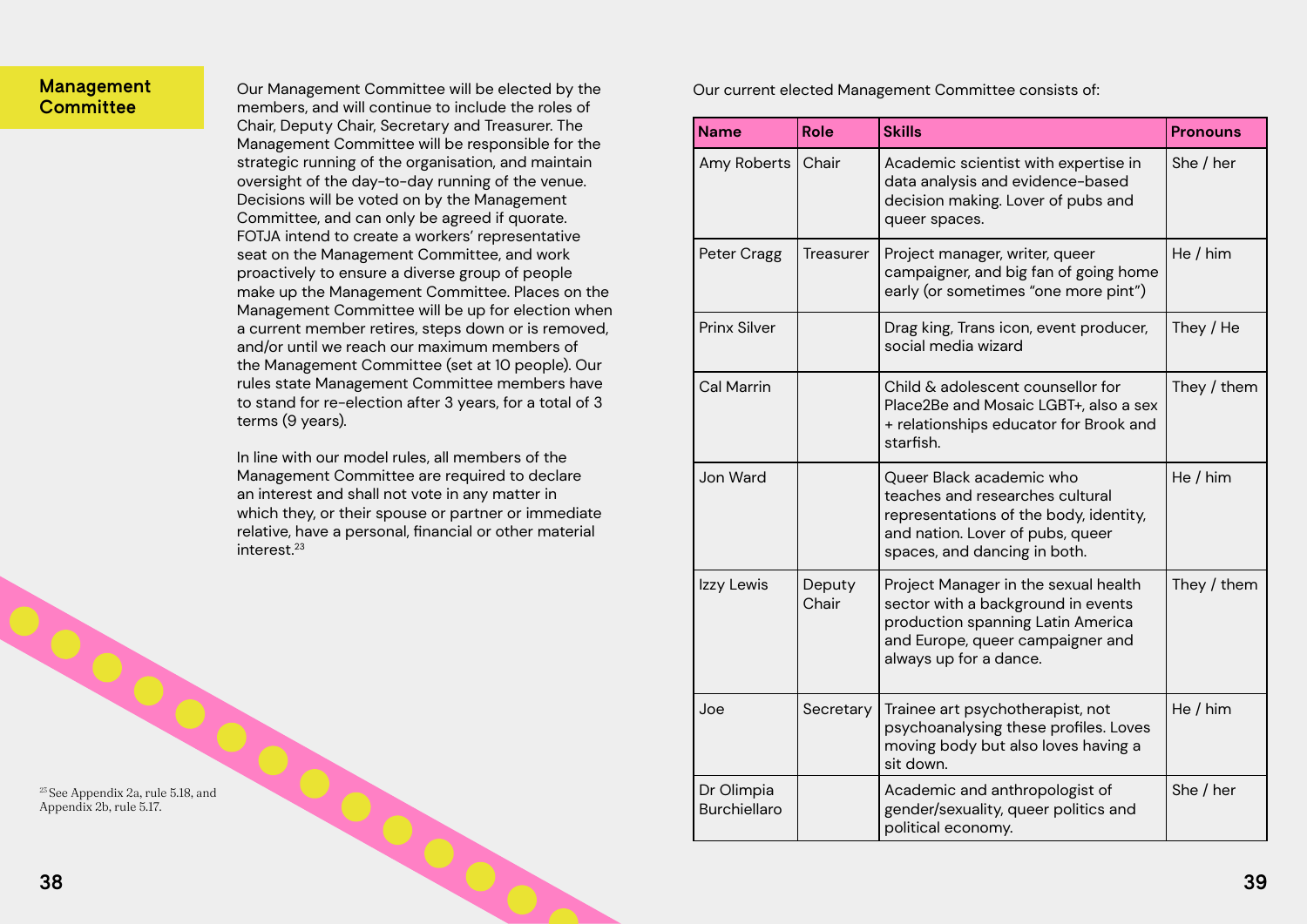## Management Committee

Our Management Committee will be elected by the members, and will continue to include the roles of Chair, Deputy Chair, Secretary and Treasurer. The Management Committee will be responsible for the strategic running of the organisation, and maintain oversight of the day-to-day running of the venue. Decisions will be voted on by the Management Committee, and can only be agreed if quorate. FOTJA intend to create a workers' representative seat on the Management Committee, and work proactively to ensure a diverse group of people make up the Management Committee. Places on the Management Committee will be up for election when a current member retires, steps down or is removed, and/or until we reach our maximum members of the Management Committee (set at 10 people). Our rules state Management Committee members have to stand for re-election after 3 years, for a total of 3 terms (9 years).

In line with our model rules, all members of the Management Committee are required to declare an interest and shall not vote in any matter in which they, or their spouse or partner or immediate relative, have a personal, financial or other material interest.[23]

[23] See Appendix 2a, rule 5.18, and Appendix 2b, rule 5.17.

Our current elected Management Committee consists of:

| Name | Role | Skills | Pronouns |
|---|---|---|---|
| Amy Roberts | Chair | Academic scientist with expertise in data analysis and evidence-based decision making. Lover of pubs and queer spaces. | She / her |
| Peter Cragg | Treasurer | Project manager, writer, queer campaigner, and big fan of going home early (or sometimes "one more pint") | He / him |
| Prinx Silver | | Drag king, Trans icon, event producer, social media wizard | They / He |
| Cal Marrin | | Child & adolescent counsellor for Place2Be and Mosaic LGBT+, also a sex + relationships educator for Brook and starfish. | They / them |
| Jon Ward | | Queer Black academic who teaches and researches cultural representations of the body, identity, and nation. Lover of pubs, queer spaces, and dancing in both. | He / him |
| Izzy Lewis | Deputy Chair | Project Manager in the sexual health sector with a background in events production spanning Latin America and Europe, queer campaigner and always up for a dance. | They / them |
| Joe | Secretary | Trainee art psychotherapist, not psychoanalysing these profiles. Loves moving body but also loves having a sit down. | He / him |
| Dr Olimpia Burchiellaro | | Academic and anthropologist of gender/sexuality, queer politics and political economy. | She / her |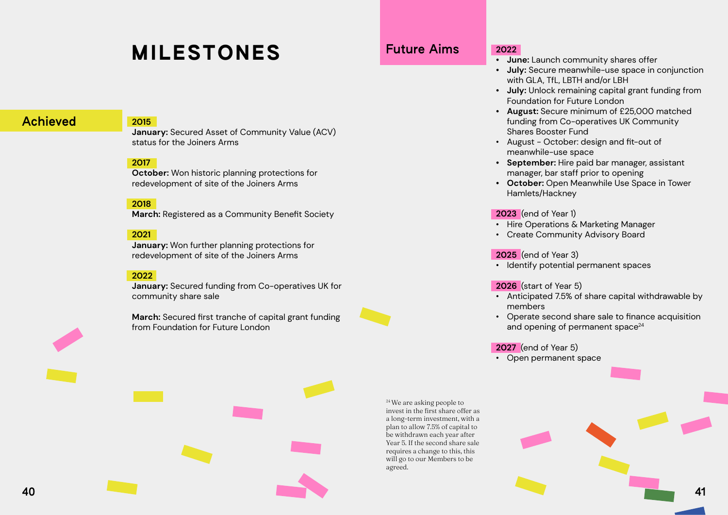# MILESTONES

## Achieved

**2015**

**January:** Secured Asset of Community Value (ACV) status for the Joiners Arms

**2017**

**October:** Won historic planning protections for redevelopment of site of the Joiners Arms

**2018**

**March:** Registered as a Community Benefit Society

**2021**

**January:** Won further planning protections for redevelopment of site of the Joiners Arms

**2022**

**January:** Secured funding from Co-operatives UK for community share sale

**March:** Secured first tranche of capital grant funding from Foundation for Future London

## Future Aims

**2022**

- **June:** Launch community shares offer
- **July:** Secure meanwhile-use space in conjunction with GLA, TfL, LBTH and/or LBH
- **July:** Unlock remaining capital grant funding from Foundation for Future London
- **August:** Secure minimum of £25,000 matched funding from Co-operatives UK Community Shares Booster Fund
- August - October: design and fit-out of meanwhile-use space
- **September:** Hire paid bar manager, assistant manager, bar staff prior to opening
- **October:** Open Meanwhile Use Space in Tower Hamlets/Hackney

**2023** (end of Year 1)

- Hire Operations & Marketing Manager
- Create Community Advisory Board

**2025** (end of Year 3)

- Identify potential permanent spaces

**2026** (start of Year 5)

- Anticipated 7.5% of share capital withdrawable by members
- Operate second share sale to finance acquisition and opening of permanent space[24]

**2027** (end of Year 5)

- Open permanent space

[24] We are asking people to invest in the first share offer as a long-term investment, with a plan to allow 7.5% of capital to be withdrawn each year after Year 5. If the second share sale requires a change to this, this will go to our Members to be agreed.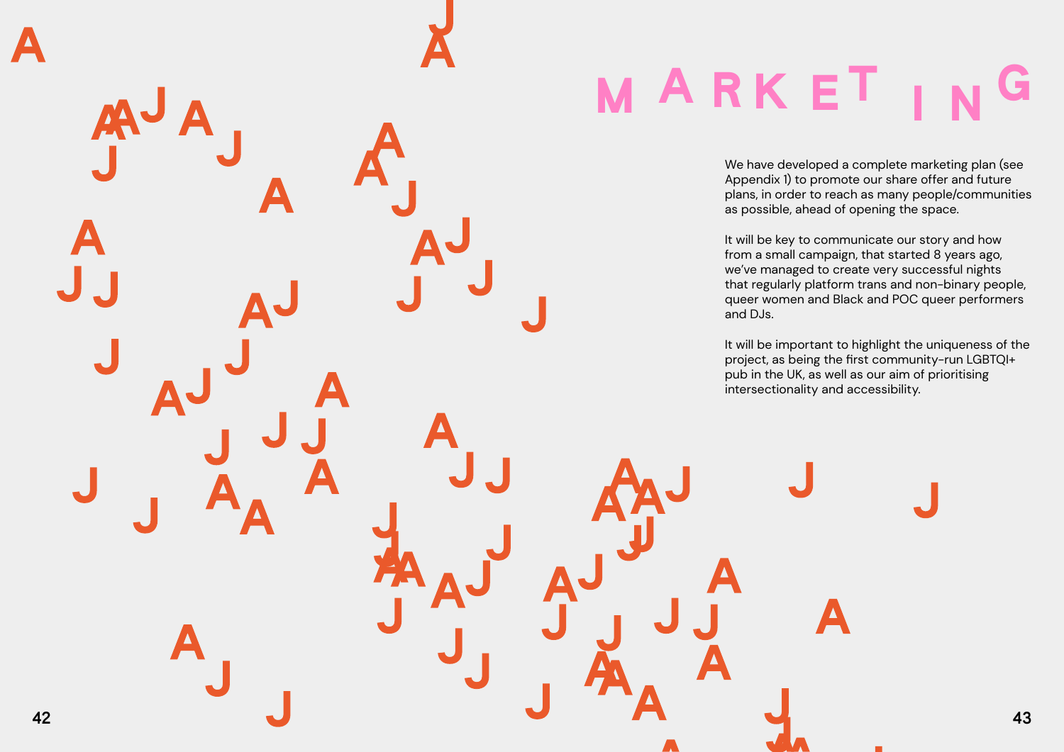# MARKETING

We have developed a complete marketing plan (see Appendix 1) to promote our share offer and future plans, in order to reach as many people/communities as possible, ahead of opening the space.

It will be key to communicate our story and how from a small campaign, that started 8 years ago, we've managed to create very successful nights that regularly platform trans and non-binary people, queer women and Black and POC queer performers and DJs.

It will be important to highlight the uniqueness of the project, as being the first community-run LGBTQI+ pub in the UK, as well as our aim of prioritising intersectionality and accessibility.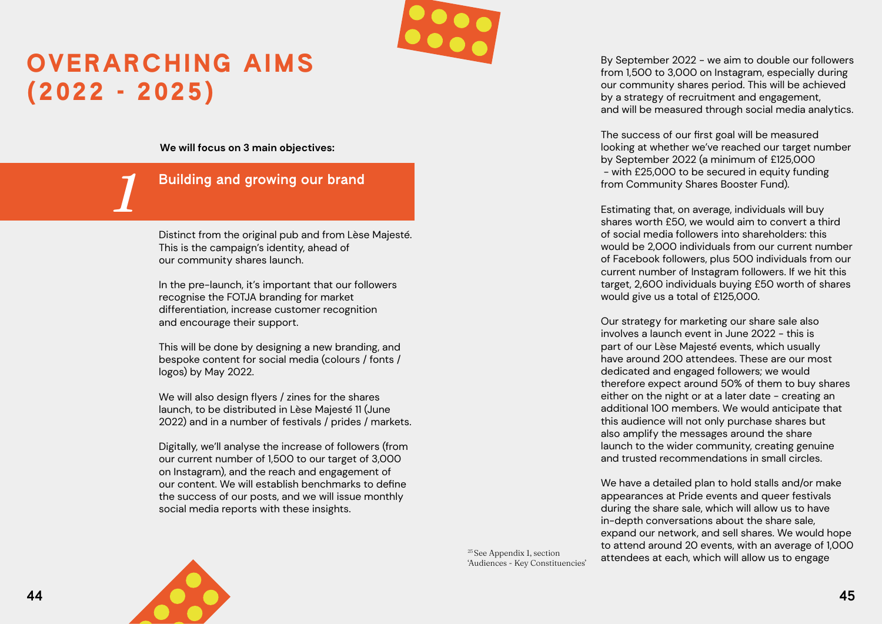# OVERARCHING AIMS (2022 - 2025)

**We will focus on 3 main objectives:**

## 1 Building and growing our brand

Distinct from the original pub and from Lèse Majesté. This is the campaign's identity, ahead of our community shares launch.

In the pre-launch, it's important that our followers recognise the FOTJA branding for market differentiation, increase customer recognition and encourage their support.

This will be done by designing a new branding, and bespoke content for social media (colours / fonts / logos) by May 2022.

We will also design flyers / zines for the shares launch, to be distributed in Lèse Majesté 11 (June 2022) and in a number of festivals / prides / markets.

Digitally, we'll analyse the increase of followers (from our current number of 1,500 to our target of 3,000 on Instagram), and the reach and engagement of our content. We will establish benchmarks to define the success of our posts, and we will issue monthly social media reports with these insights.

By September 2022 - we aim to double our followers from 1,500 to 3,000 on Instagram, especially during our community shares period. This will be achieved by a strategy of recruitment and engagement, and will be measured through social media analytics.

The success of our first goal will be measured looking at whether we've reached our target number by September 2022 (a minimum of £125,000 - with £25,000 to be secured in equity funding from Community Shares Booster Fund).

Estimating that, on average, individuals will buy shares worth £50, we would aim to convert a third of social media followers into shareholders: this would be 2,000 individuals from our current number of Facebook followers, plus 500 individuals from our current number of Instagram followers. If we hit this target, 2,600 individuals buying £50 worth of shares would give us a total of £125,000.

Our strategy for marketing our share sale also involves a launch event in June 2022 - this is part of our Lèse Majesté events, which usually have around 200 attendees. These are our most dedicated and engaged followers; we would therefore expect around 50% of them to buy shares either on the night or at a later date - creating an additional 100 members. We would anticipate that this audience will not only purchase shares but also amplify the messages around the share launch to the wider community, creating genuine and trusted recommendations in small circles.

We have a detailed plan to hold stalls and/or make appearances at Pride events and queer festivals during the share sale, which will allow us to have in-depth conversations about the share sale, expand our network, and sell shares. We would hope to attend around 20 events, with an average of 1,000 attendees at each, which will allow us to engage

[25] See Appendix 1, section 'Audiences - Key Constituencies'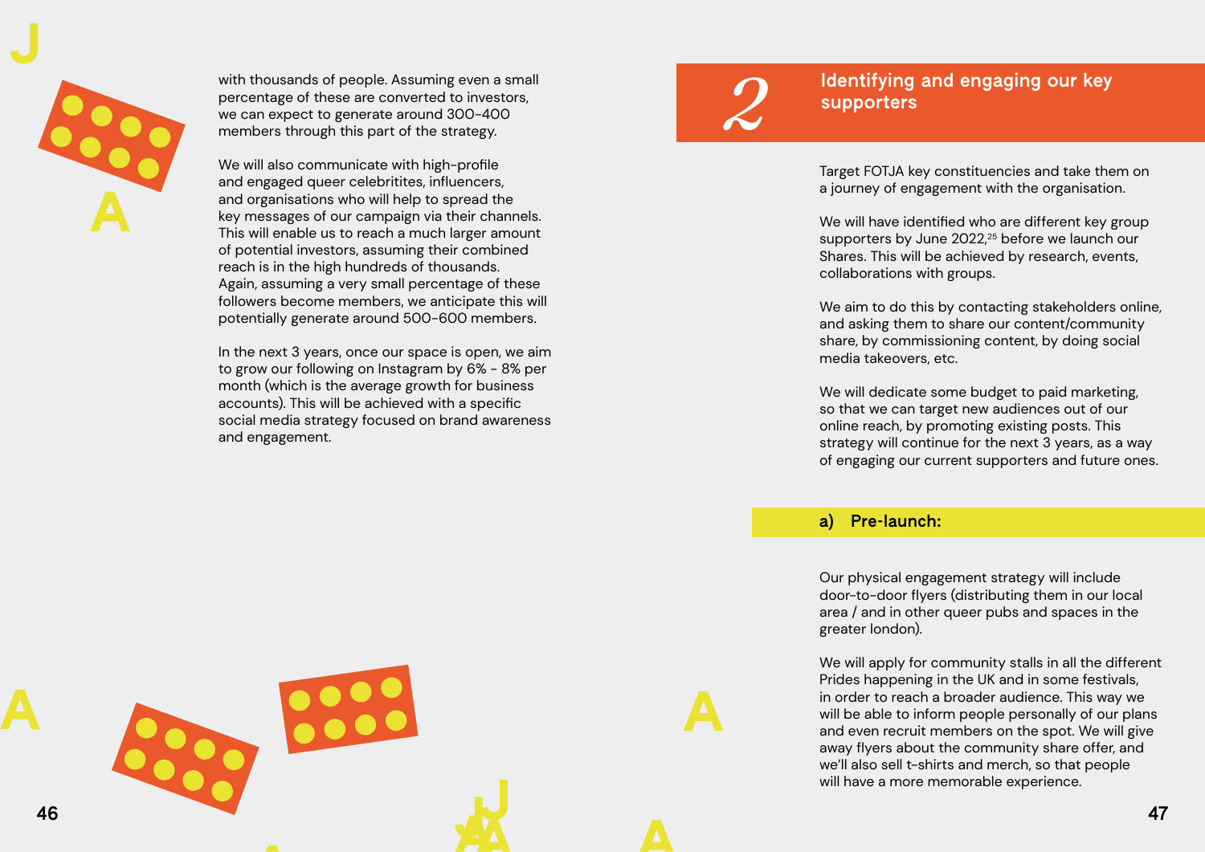with thousands of people. Assuming even a small percentage of these are converted to investors, we can expect to generate around 300-400 members through this part of the strategy.

We will also communicate with high-profile and engaged queer celebritites, influencers, and organisations who will help to spread the key messages of our campaign via their channels. This will enable us to reach a much larger amount of potential investors, assuming their combined reach is in the high hundreds of thousands. Again, assuming a very small percentage of these followers become members, we anticipate this will potentially generate around 500-600 members.

In the next 3 years, once our space is open, we aim to grow our following on Instagram by 6% - 8% per month (which is the average growth for business accounts). This will be achieved with a specific social media strategy focused on brand awareness and engagement.

## 2 Identifying and engaging our key supporters

Target FOTJA key constituencies and take them on a journey of engagement with the organisation.

We will have identified who are different key group supporters by June 2022,[25] before we launch our Shares. This will be achieved by research, events, collaborations with groups.

We aim to do this by contacting stakeholders online, and asking them to share our content/community share, by commissioning content, by doing social media takeovers, etc.

We will dedicate some budget to paid marketing, so that we can target new audiences out of our online reach, by promoting existing posts. This strategy will continue for the next 3 years, as a way of engaging our current supporters and future ones.

### a) Pre-launch:

Our physical engagement strategy will include door-to-door flyers (distributing them in our local area / and in other queer pubs and spaces in the greater london).

We will apply for community stalls in all the different Prides happening in the UK and in some festivals, in order to reach a broader audience. This way we will be able to inform people personally of our plans and even recruit members on the spot. We will give away flyers about the community share offer, and we'll also sell t-shirts and merch, so that people will have a more memorable experience.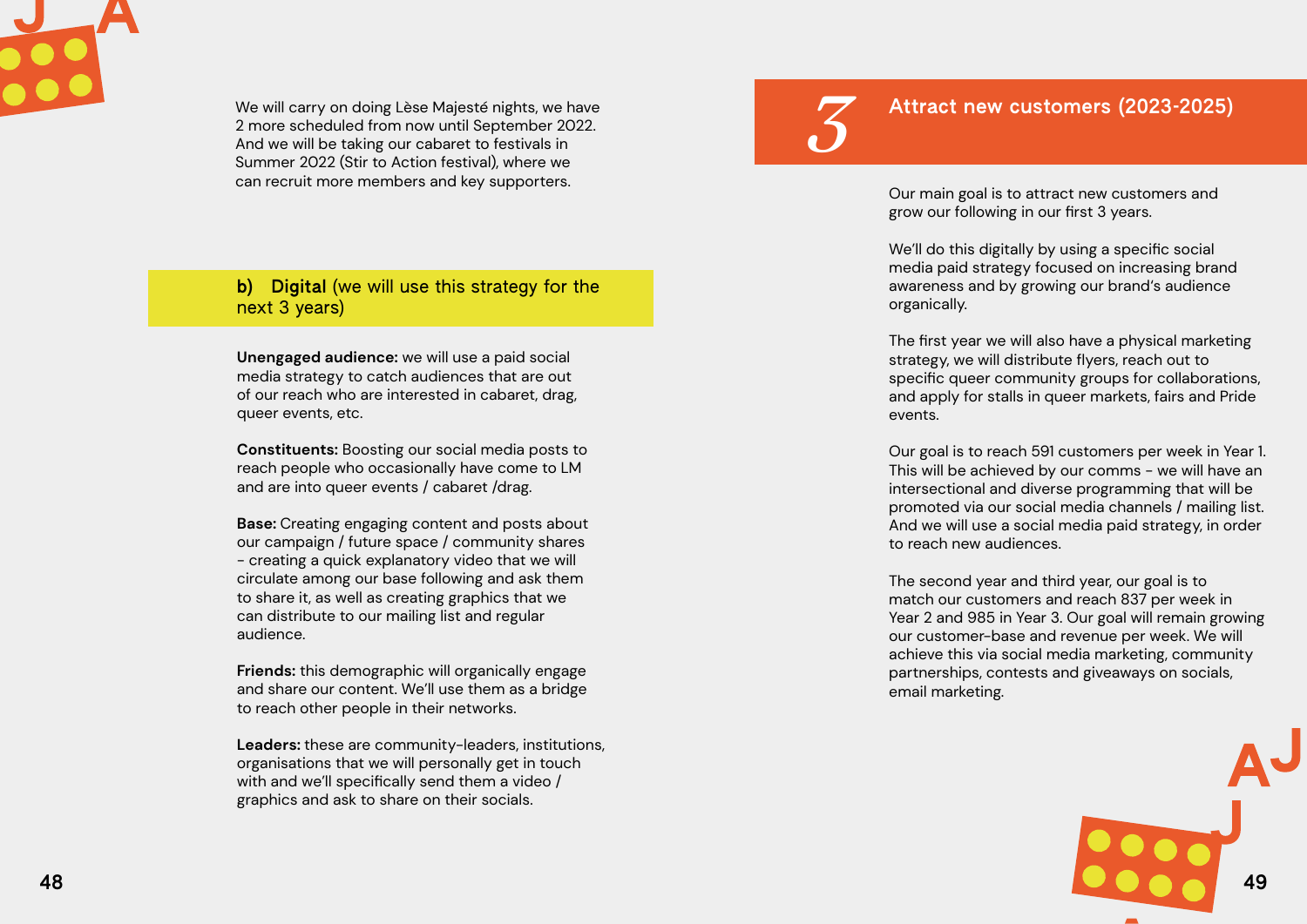We will carry on doing Lèse Majesté nights, we have 2 more scheduled from now until September 2022. And we will be taking our cabaret to festivals in Summer 2022 (Stir to Action festival), where we can recruit more members and key supporters.

### b) **Digital** (we will use this strategy for the next 3 years)

**Unengaged audience:** we will use a paid social media strategy to catch audiences that are out of our reach who are interested in cabaret, drag, queer events, etc.

**Constituents:** Boosting our social media posts to reach people who occasionally have come to LM and are into queer events / cabaret /drag.

**Base:** Creating engaging content and posts about our campaign / future space / community shares - creating a quick explanatory video that we will circulate among our base following and ask them to share it, as well as creating graphics that we can distribute to our mailing list and regular audience.

**Friends:** this demographic will organically engage and share our content. We'll use them as a bridge to reach other people in their networks.

**Leaders:** these are community-leaders, institutions, organisations that we will personally get in touch with and we'll specifically send them a video / graphics and ask to share on their socials.

## 3 Attract new customers (2023-2025)

Our main goal is to attract new customers and grow our following in our first 3 years.

We'll do this digitally by using a specific social media paid strategy focused on increasing brand awareness and by growing our brand's audience organically.

The first year we will also have a physical marketing strategy, we will distribute flyers, reach out to specific queer community groups for collaborations, and apply for stalls in queer markets, fairs and Pride events.

Our goal is to reach 591 customers per week in Year 1. This will be achieved by our comms - we will have an intersectional and diverse programming that will be promoted via our social media channels / mailing list. And we will use a social media paid strategy, in order to reach new audiences.

The second year and third year, our goal is to match our customers and reach 837 per week in Year 2 and 985 in Year 3. Our goal will remain growing our customer-base and revenue per week. We will achieve this via social media marketing, community partnerships, contests and giveaways on socials, email marketing.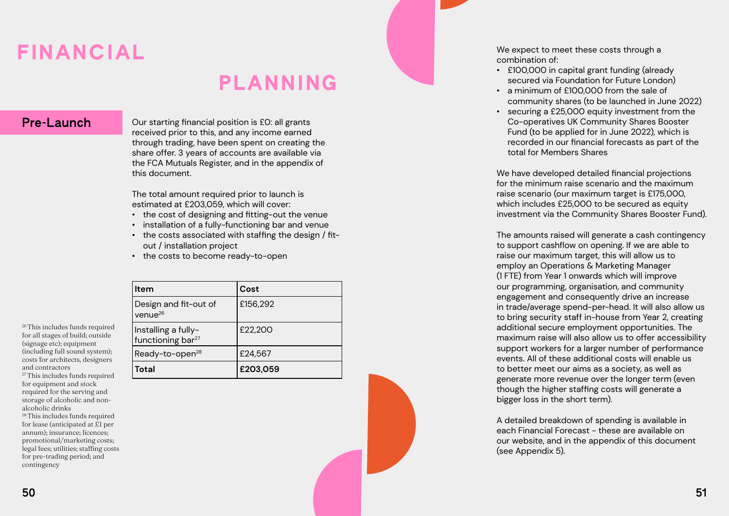# FINANCIAL PLANNING

## Pre-Launch

Our starting financial position is £0: all grants received prior to this, and any income earned through trading, have been spent on creating the share offer. 3 years of accounts are available via the FCA Mutuals Register, and in the appendix of this document.

The total amount required prior to launch is estimated at £203,059, which will cover:

- the cost of designing and fitting-out the venue
- installation of a fully-functioning bar and venue
- the costs associated with staffing the design / fit-out / installation project
- the costs to become ready-to-open

| Item | Cost |
| --- | --- |
| Design and fit-out of venue[26] | £156,292 |
| Installing a fully-functioning bar[27] | £22,200 |
| Ready-to-open[28] | £24,567 |
| **Total** | **£203,059** |

[26] This includes funds required for all stages of build; outside (signage etc); equipment (including full sound system); costs for architects, designers and contractors

[27] This includes funds required for equipment and stock required for the serving and storage of alcoholic and non-alcoholic drinks

[28] This includes funds required for lease (anticipated at £1 per annum); insurance; licences; promotional/marketing costs; legal fees; utilities; staffing costs for pre-trading period; and contingency

We expect to meet these costs through a combination of:

- £100,000 in capital grant funding (already secured via Foundation for Future London)
- a minimum of £100,000 from the sale of community shares (to be launched in June 2022)
- securing a £25,000 equity investment from the Co-operatives UK Community Shares Booster Fund (to be applied for in June 2022), which is recorded in our financial forecasts as part of the total for Members Shares

We have developed detailed financial projections for the minimum raise scenario and the maximum raise scenario (our maximum target is £175,000, which includes £25,000 to be secured as equity investment via the Community Shares Booster Fund).

The amounts raised will generate a cash contingency to support cashflow on opening. If we are able to raise our maximum target, this will allow us to employ an Operations & Marketing Manager (1 FTE) from Year 1 onwards which will improve our programming, organisation, and community engagement and consequently drive an increase in trade/average spend-per-head. It will also allow us to bring security staff in-house from Year 2, creating additional secure employment opportunities. The maximum raise will also allow us to offer accessibility support workers for a larger number of performance events. All of these additional costs will enable us to better meet our aims as a society, as well as generate more revenue over the longer term (even though the higher staffing costs will generate a bigger loss in the short term).

A detailed breakdown of spending is available in each Financial Forecast - these are available on our website, and in the appendix of this document (see Appendix 5).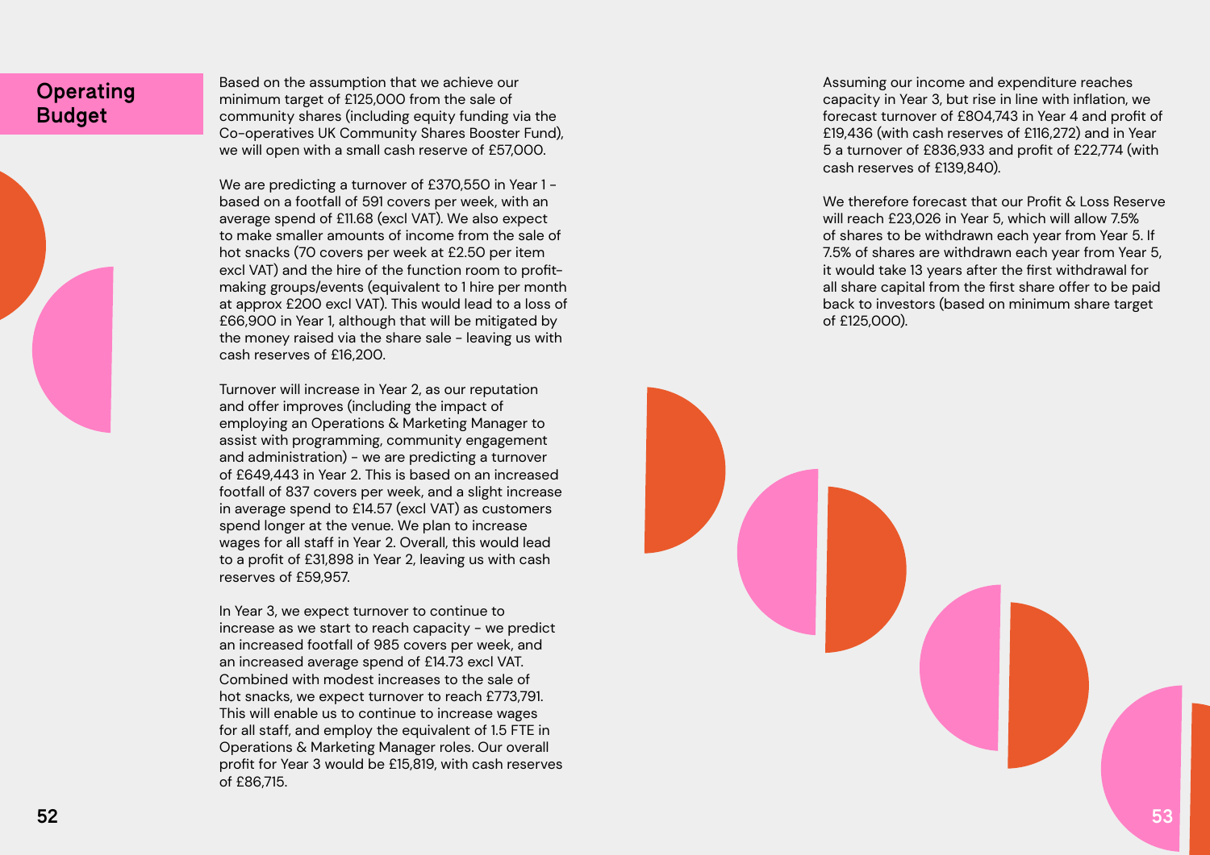## Operating Budget

Based on the assumption that we achieve our minimum target of £125,000 from the sale of community shares (including equity funding via the Co-operatives UK Community Shares Booster Fund), we will open with a small cash reserve of £57,000.

We are predicting a turnover of £370,550 in Year 1 - based on a footfall of 591 covers per week, with an average spend of £11.68 (excl VAT). We also expect to make smaller amounts of income from the sale of hot snacks (70 covers per week at £2.50 per item excl VAT) and the hire of the function room to profit-making groups/events (equivalent to 1 hire per month at approx £200 excl VAT). This would lead to a loss of £66,900 in Year 1, although that will be mitigated by the money raised via the share sale - leaving us with cash reserves of £16,200.

Turnover will increase in Year 2, as our reputation and offer improves (including the impact of employing an Operations & Marketing Manager to assist with programming, community engagement and administration) - we are predicting a turnover of £649,443 in Year 2. This is based on an increased footfall of 837 covers per week, and a slight increase in average spend to £14.57 (excl VAT) as customers spend longer at the venue. We plan to increase wages for all staff in Year 2. Overall, this would lead to a profit of £31,898 in Year 2, leaving us with cash reserves of £59,957.

In Year 3, we expect turnover to continue to increase as we start to reach capacity - we predict an increased footfall of 985 covers per week, and an increased average spend of £14.73 excl VAT. Combined with modest increases to the sale of hot snacks, we expect turnover to reach £773,791. This will enable us to continue to increase wages for all staff, and employ the equivalent of 1.5 FTE in Operations & Marketing Manager roles. Our overall profit for Year 3 would be £15,819, with cash reserves of £86,715.

Assuming our income and expenditure reaches capacity in Year 3, but rise in line with inflation, we forecast turnover of £804,743 in Year 4 and profit of £19,436 (with cash reserves of £116,272) and in Year 5 a turnover of £836,933 and profit of £22,774 (with cash reserves of £139,840).

We therefore forecast that our Profit & Loss Reserve will reach £23,026 in Year 5, which will allow 7.5% of shares to be withdrawn each year from Year 5. If 7.5% of shares are withdrawn each year from Year 5, it would take 13 years after the first withdrawal for all share capital from the first share offer to be paid back to investors (based on minimum share target of £125,000).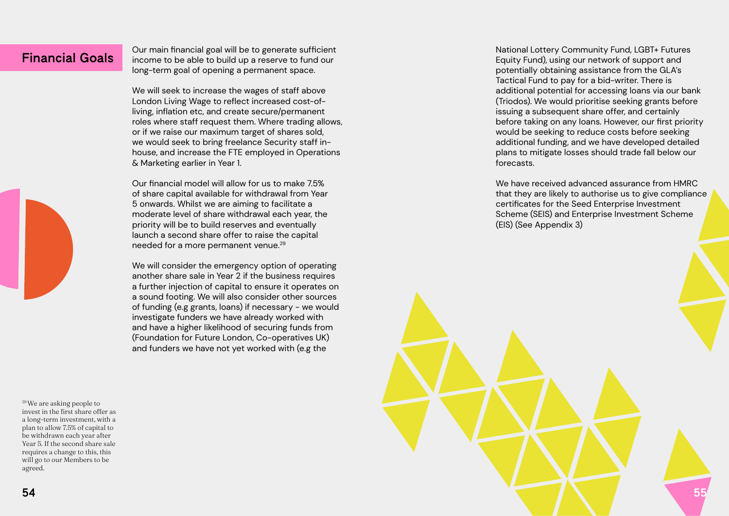## Financial Goals

Our main financial goal will be to generate sufficient income to be able to build up a reserve to fund our long-term goal of opening a permanent space.

We will seek to increase the wages of staff above London Living Wage to reflect increased cost-of-living, inflation etc, and create secure/permanent roles where staff request them. Where trading allows, or if we raise our maximum target of shares sold, we would seek to bring freelance Security staff in-house, and increase the FTE employed in Operations & Marketing earlier in Year 1.

Our financial model will allow for us to make 7.5% of share capital available for withdrawal from Year 5 onwards. Whilst we are aiming to facilitate a moderate level of share withdrawal each year, the priority will be to build reserves and eventually launch a second share offer to raise the capital needed for a more permanent venue.[29]

We will consider the emergency option of operating another share sale in Year 2 if the business requires a further injection of capital to ensure it operates on a sound footing. We will also consider other sources of funding (e.g grants, loans) if necessary - we would investigate funders we have already worked with and have a higher likelihood of securing funds from (Foundation for Future London, Co-operatives UK) and funders we have not yet worked with (e.g the National Lottery Community Fund, LGBT+ Futures Equity Fund), using our network of support and potentially obtaining assistance from the GLA's Tactical Fund to pay for a bid-writer. There is additional potential for accessing loans via our bank (Triodos). We would prioritise seeking grants before issuing a subsequent share offer, and certainly before taking on any loans. However, our first priority would be seeking to reduce costs before seeking additional funding, and we have developed detailed plans to mitigate losses should trade fall below our forecasts.

We have received advanced assurance from HMRC that they are likely to authorise us to give compliance certificates for the Seed Enterprise Investment Scheme (SEIS) and Enterprise Investment Scheme (EIS) (See Appendix 3)

[29] We are asking people to invest in the first share offer as a long-term investment, with a plan to allow 7.5% of capital to be withdrawn each year after Year 5. If the second share sale requires a change to this, this will go to our Members to be agreed.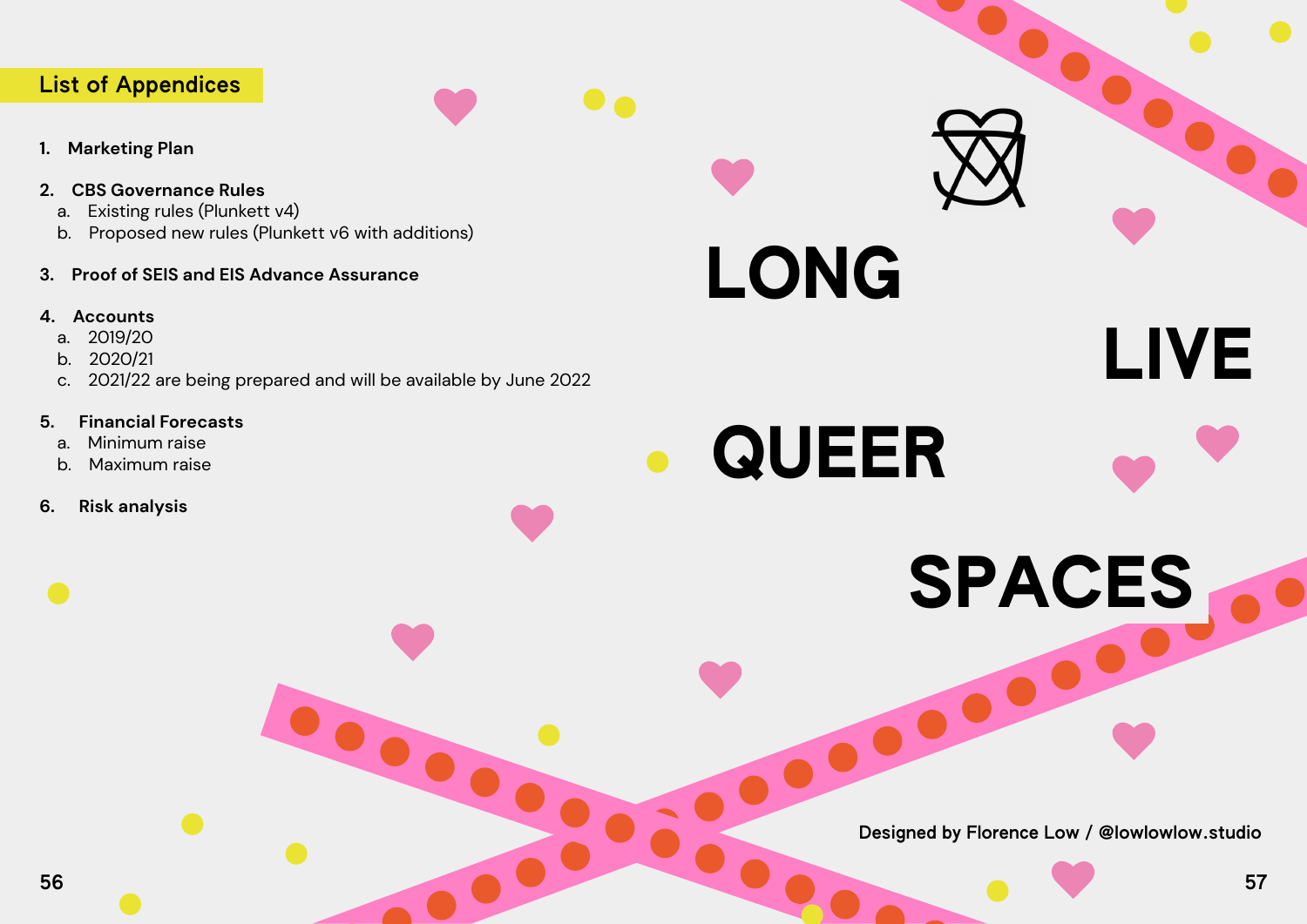## List of Appendices

1. **Marketing Plan**
2. **CBS Governance Rules**
   a. Existing rules (Plunkett v4)
   b. Proposed new rules (Plunkett v6 with additions)
3. **Proof of SEIS and EIS Advance Assurance**
4. **Accounts**
   a. 2019/20
   b. 2020/21
   c. 2021/22 are being prepared and will be available by June 2022
5. **Financial Forecasts**
   a. Minimum raise
   b. Maximum raise
6. **Risk analysis**

# LONG LIVE QUEER SPACES

Designed by Florence Low / @lowlowlow.studio